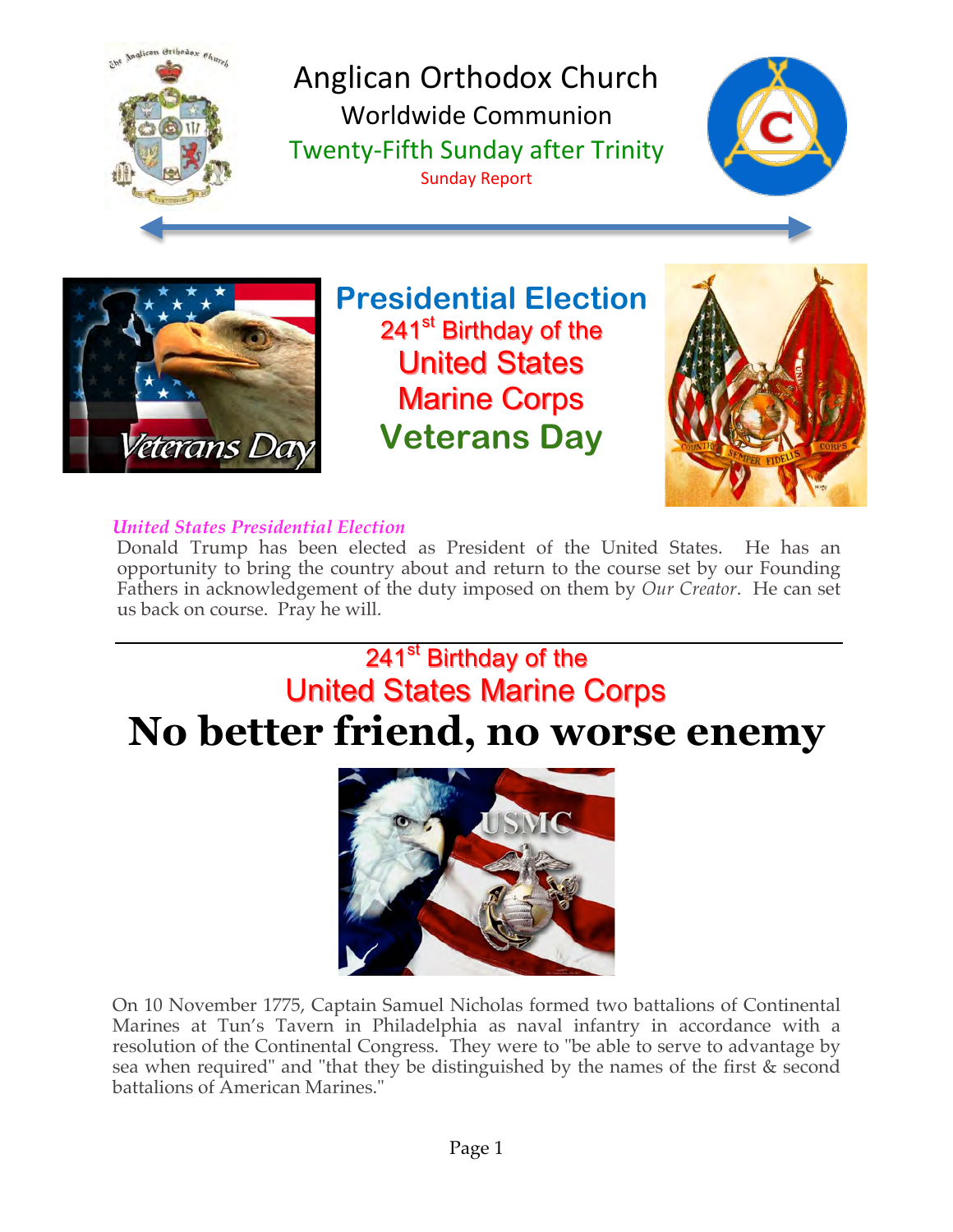# Anglican Orthodox Church

## Worldwide Communion

### Twenty-Fifth Sunday after Trinity

Sunday Report

## Presidential Election

241st Birthday of the United States Marine Corps

Veterans Day

*United States Presidential Election*

Donald Trump has been elected as President of the United States. He has an opportunity to bring the country about and return to the course set by our Founding Fathers in acknowledgement of the duty imposed on them by *Our Creator*. He can set us back on course. Pray he will.

---

## 241st Birthday of the United States Marine Corps

# No better friend, no worse enemy

On 10 November 1775, Captain Samuel Nicholas formed two battalions of Continental Marines at Tun's Tavern in Philadelphia as naval infantry in accordance with a resolution of the Continental Congress. They were to "be able to serve to advantage by sea when required" and "that they be distinguished by the names of the first & second battalions of American Marines."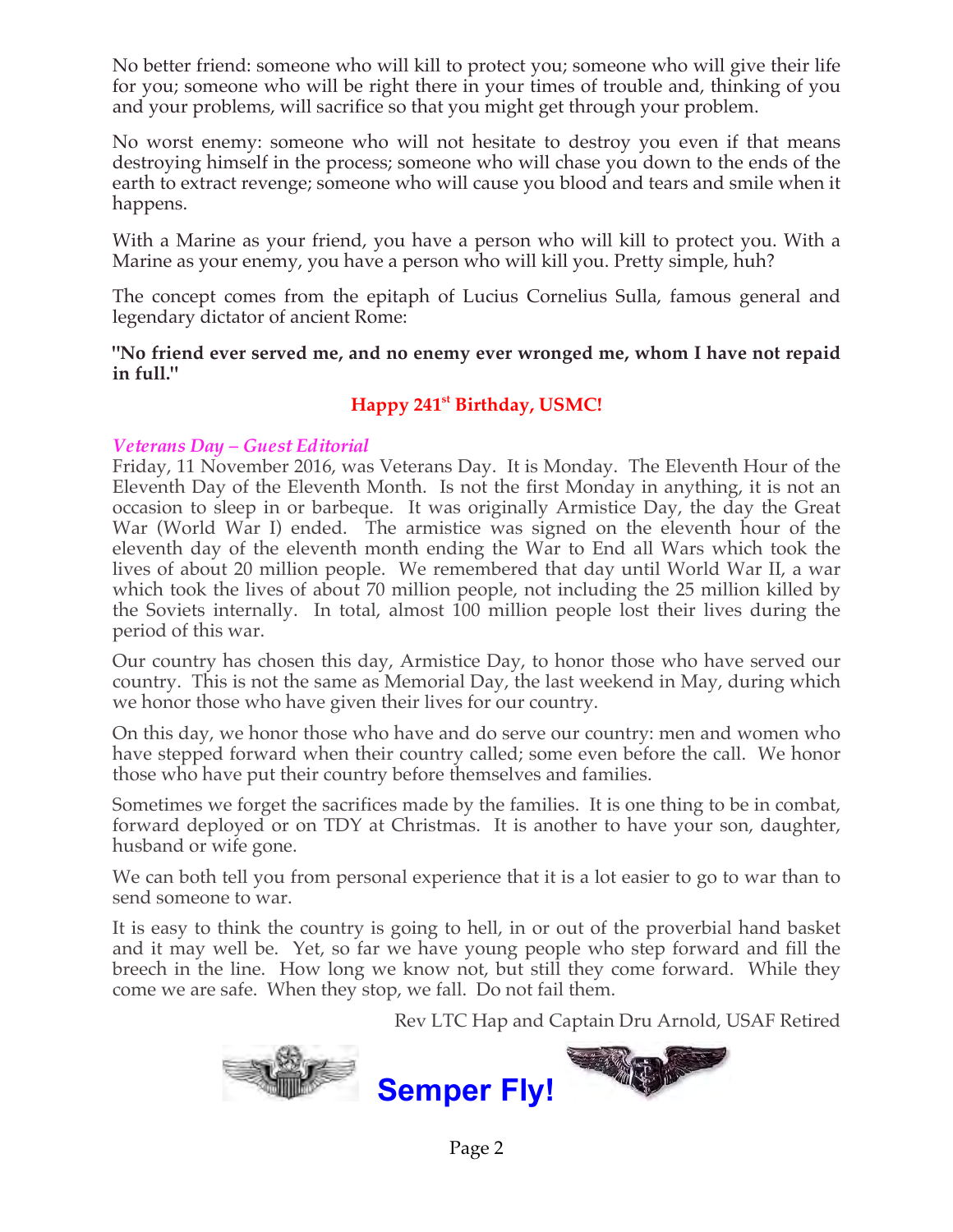No better friend: someone who will kill to protect you; someone who will give their life for you; someone who will be right there in your times of trouble and, thinking of you and your problems, will sacrifice so that you might get through your problem.

No worst enemy: someone who will not hesitate to destroy you even if that means destroying himself in the process; someone who will chase you down to the ends of the earth to extract revenge; someone who will cause you blood and tears and smile when it happens.

With a Marine as your friend, you have a person who will kill to protect you. With a Marine as your enemy, you have a person who will kill you. Pretty simple, huh?

The concept comes from the epitaph of Lucius Cornelius Sulla, famous general and legendary dictator of ancient Rome:

**"No friend ever served me, and no enemy ever wronged me, whom I have not repaid in full."**

**Happy 241st Birthday, USMC!**

*Veterans Day – Guest Editorial*

Friday, 11 November 2016, was Veterans Day. It is Monday. The Eleventh Hour of the Eleventh Day of the Eleventh Month. Is not the first Monday in anything, it is not an occasion to sleep in or barbeque. It was originally Armistice Day, the day the Great War (World War I) ended. The armistice was signed on the eleventh hour of the eleventh day of the eleventh month ending the War to End all Wars which took the lives of about 20 million people. We remembered that day until World War II, a war which took the lives of about 70 million people, not including the 25 million killed by the Soviets internally. In total, almost 100 million people lost their lives during the period of this war.

Our country has chosen this day, Armistice Day, to honor those who have served our country. This is not the same as Memorial Day, the last weekend in May, during which we honor those who have given their lives for our country.

On this day, we honor those who have and do serve our country: men and women who have stepped forward when their country called; some even before the call. We honor those who have put their country before themselves and families.

Sometimes we forget the sacrifices made by the families. It is one thing to be in combat, forward deployed or on TDY at Christmas. It is another to have your son, daughter, husband or wife gone.

We can both tell you from personal experience that it is a lot easier to go to war than to send someone to war.

It is easy to think the country is going to hell, in or out of the proverbial hand basket and it may well be. Yet, so far we have young people who step forward and fill the breech in the line. How long we know not, but still they come forward. While they come we are safe. When they stop, we fall. Do not fail them.

Rev LTC Hap and Captain Dru Arnold, USAF Retired

**Semper Fly!**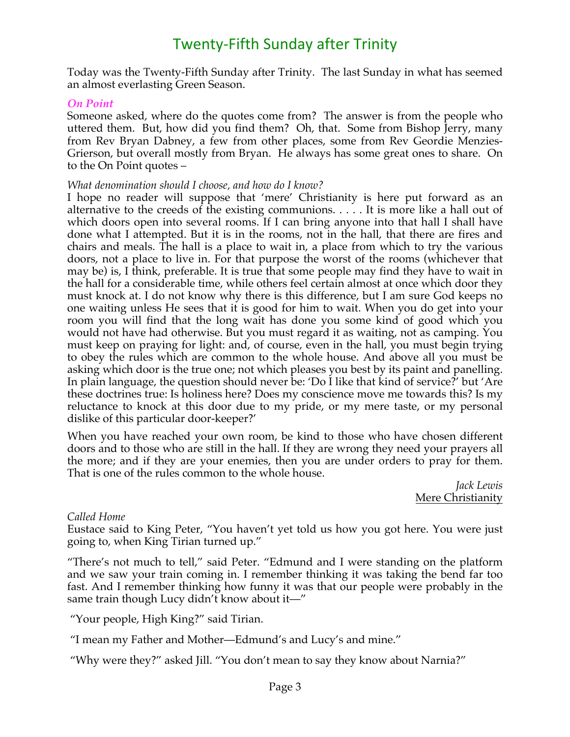# Twenty-Fifth Sunday after Trinity

Today was the Twenty-Fifth Sunday after Trinity. The last Sunday in what has seemed an almost everlasting Green Season.

### *On Point*

Someone asked, where do the quotes come from? The answer is from the people who uttered them. But, how did you find them? Oh, that. Some from Bishop Jerry, many from Rev Bryan Dabney, a few from other places, some from Rev Geordie Menzies-Grierson, but overall mostly from Bryan. He always has some great ones to share. On to the On Point quotes –

*What denomination should I choose, and how do I know?*

I hope no reader will suppose that 'mere' Christianity is here put forward as an alternative to the creeds of the existing communions. . . . . It is more like a hall out of which doors open into several rooms. If I can bring anyone into that hall I shall have done what I attempted. But it is in the rooms, not in the hall, that there are fires and chairs and meals. The hall is a place to wait in, a place from which to try the various doors, not a place to live in. For that purpose the worst of the rooms (whichever that may be) is, I think, preferable. It is true that some people may find they have to wait in the hall for a considerable time, while others feel certain almost at once which door they must knock at. I do not know why there is this difference, but I am sure God keeps no one waiting unless He sees that it is good for him to wait. When you do get into your room you will find that the long wait has done you some kind of good which you would not have had otherwise. But you must regard it as waiting, not as camping. You must keep on praying for light: and, of course, even in the hall, you must begin trying to obey the rules which are common to the whole house. And above all you must be asking which door is the true one; not which pleases you best by its paint and panelling. In plain language, the question should never be: 'Do I like that kind of service?' but 'Are these doctrines true: Is holiness here? Does my conscience move me towards this? Is my reluctance to knock at this door due to my pride, or my mere taste, or my personal dislike of this particular door-keeper?'

When you have reached your own room, be kind to those who have chosen different doors and to those who are still in the hall. If they are wrong they need your prayers all the more; and if they are your enemies, then you are under orders to pray for them. That is one of the rules common to the whole house.

*Jack Lewis*
Mere Christianity

*Called Home*

Eustace said to King Peter, "You haven't yet told us how you got here. You were just going to, when King Tirian turned up."

"There's not much to tell," said Peter. "Edmund and I were standing on the platform and we saw your train coming in. I remember thinking it was taking the bend far too fast. And I remember thinking how funny it was that our people were probably in the same train though Lucy didn't know about it—"

"Your people, High King?" said Tirian.

"I mean my Father and Mother—Edmund's and Lucy's and mine."

"Why were they?" asked Jill. "You don't mean to say they know about Narnia?"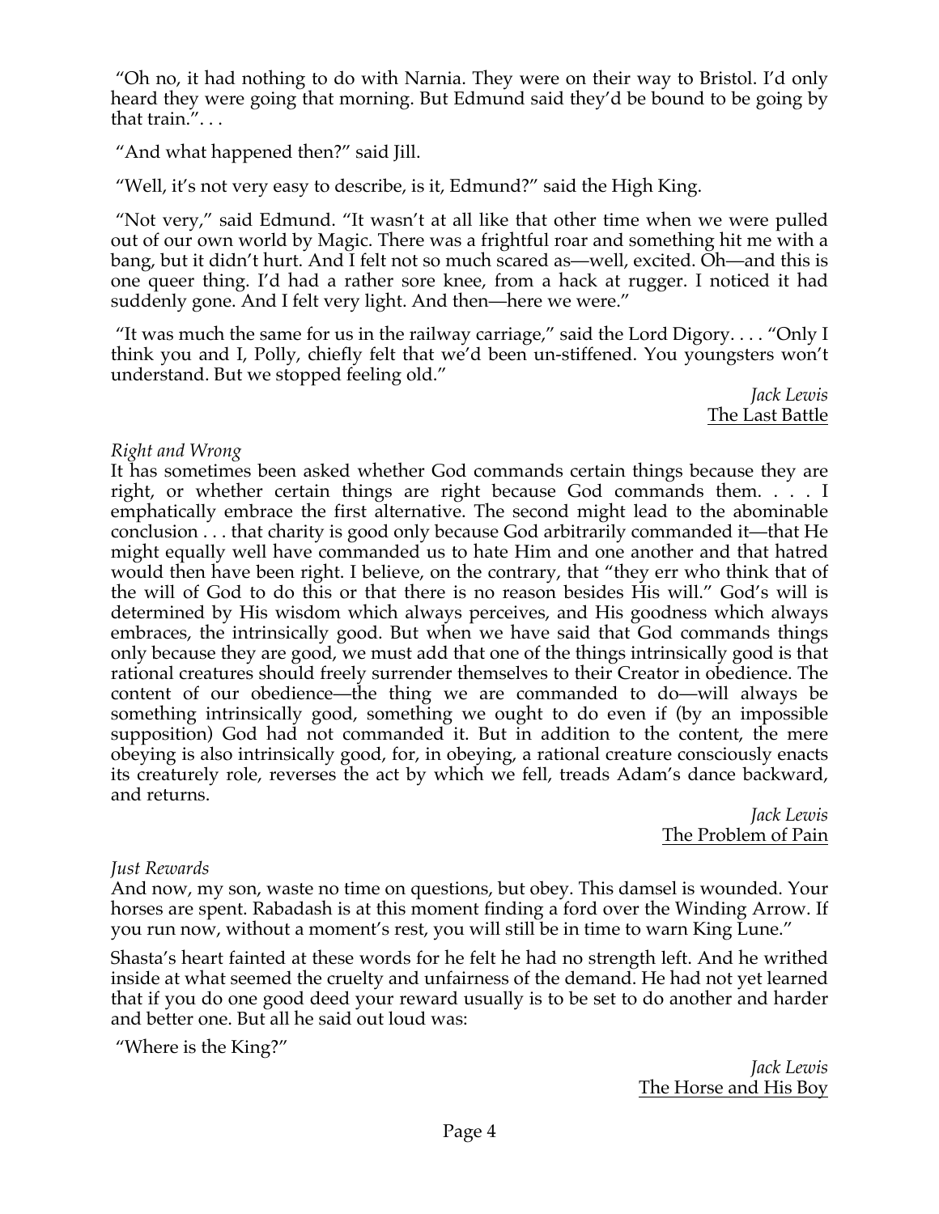"Oh no, it had nothing to do with Narnia. They were on their way to Bristol. I'd only heard they were going that morning. But Edmund said they'd be bound to be going by that train.". . .

"And what happened then?" said Jill.

"Well, it's not very easy to describe, is it, Edmund?" said the High King.

"Not very," said Edmund. "It wasn't at all like that other time when we were pulled out of our own world by Magic. There was a frightful roar and something hit me with a bang, but it didn't hurt. And I felt not so much scared as—well, excited. Oh—and this is one queer thing. I'd had a rather sore knee, from a hack at rugger. I noticed it had suddenly gone. And I felt very light. And then—here we were."

"It was much the same for us in the railway carriage," said the Lord Digory. . . . "Only I think you and I, Polly, chiefly felt that we'd been un-stiffened. You youngsters won't understand. But we stopped feeling old."

*Jack Lewis*
The Last Battle

*Right and Wrong*

It has sometimes been asked whether God commands certain things because they are right, or whether certain things are right because God commands them. . . . I emphatically embrace the first alternative. The second might lead to the abominable conclusion . . . that charity is good only because God arbitrarily commanded it—that He might equally well have commanded us to hate Him and one another and that hatred would then have been right. I believe, on the contrary, that "they err who think that of the will of God to do this or that there is no reason besides His will." God's will is determined by His wisdom which always perceives, and His goodness which always embraces, the intrinsically good. But when we have said that God commands things only because they are good, we must add that one of the things intrinsically good is that rational creatures should freely surrender themselves to their Creator in obedience. The content of our obedience—the thing we are commanded to do—will always be something intrinsically good, something we ought to do even if (by an impossible supposition) God had not commanded it. But in addition to the content, the mere obeying is also intrinsically good, for, in obeying, a rational creature consciously enacts its creaturely role, reverses the act by which we fell, treads Adam's dance backward, and returns.

*Jack Lewis*
The Problem of Pain

*Just Rewards*

And now, my son, waste no time on questions, but obey. This damsel is wounded. Your horses are spent. Rabadash is at this moment finding a ford over the Winding Arrow. If you run now, without a moment's rest, you will still be in time to warn King Lune."

Shasta's heart fainted at these words for he felt he had no strength left. And he writhed inside at what seemed the cruelty and unfairness of the demand. He had not yet learned that if you do one good deed your reward usually is to be set to do another and harder and better one. But all he said out loud was:

"Where is the King?"

*Jack Lewis*
The Horse and His Boy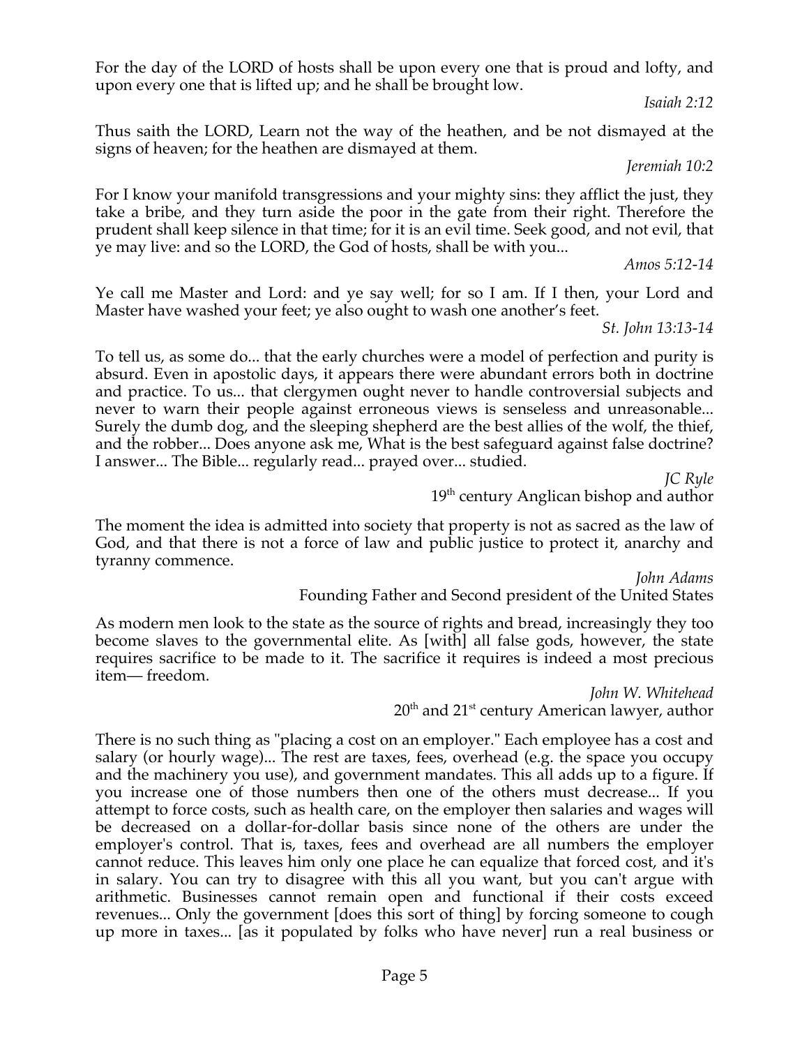For the day of the LORD of hosts shall be upon every one that is proud and lofty, and upon every one that is lifted up; and he shall be brought low.

*Isaiah 2:12*

Thus saith the LORD, Learn not the way of the heathen, and be not dismayed at the signs of heaven; for the heathen are dismayed at them.

*Jeremiah 10:2*

For I know your manifold transgressions and your mighty sins: they afflict the just, they take a bribe, and they turn aside the poor in the gate from their right. Therefore the prudent shall keep silence in that time; for it is an evil time. Seek good, and not evil, that ye may live: and so the LORD, the God of hosts, shall be with you...

*Amos 5:12-14*

Ye call me Master and Lord: and ye say well; for so I am. If I then, your Lord and Master have washed your feet; ye also ought to wash one another's feet.

*St. John 13:13-14*

To tell us, as some do... that the early churches were a model of perfection and purity is absurd. Even in apostolic days, it appears there were abundant errors both in doctrine and practice. To us... that clergymen ought never to handle controversial subjects and never to warn their people against erroneous views is senseless and unreasonable... Surely the dumb dog, and the sleeping shepherd are the best allies of the wolf, the thief, and the robber... Does anyone ask me, What is the best safeguard against false doctrine? I answer... The Bible... regularly read... prayed over... studied.

*JC Ryle*
19th century Anglican bishop and author

The moment the idea is admitted into society that property is not as sacred as the law of God, and that there is not a force of law and public justice to protect it, anarchy and tyranny commence.

*John Adams*
Founding Father and Second president of the United States

As modern men look to the state as the source of rights and bread, increasingly they too become slaves to the governmental elite. As [with] all false gods, however, the state requires sacrifice to be made to it. The sacrifice it requires is indeed a most precious item— freedom.

*John W. Whitehead*
20th and 21st century American lawyer, author

There is no such thing as "placing a cost on an employer." Each employee has a cost and salary (or hourly wage)... The rest are taxes, fees, overhead (e.g. the space you occupy and the machinery you use), and government mandates. This all adds up to a figure. If you increase one of those numbers then one of the others must decrease... If you attempt to force costs, such as health care, on the employer then salaries and wages will be decreased on a dollar-for-dollar basis since none of the others are under the employer's control. That is, taxes, fees and overhead are all numbers the employer cannot reduce. This leaves him only one place he can equalize that forced cost, and it's in salary. You can try to disagree with this all you want, but you can't argue with arithmetic. Businesses cannot remain open and functional if their costs exceed revenues... Only the government [does this sort of thing] by forcing someone to cough up more in taxes... [as it populated by folks who have never] run a real business or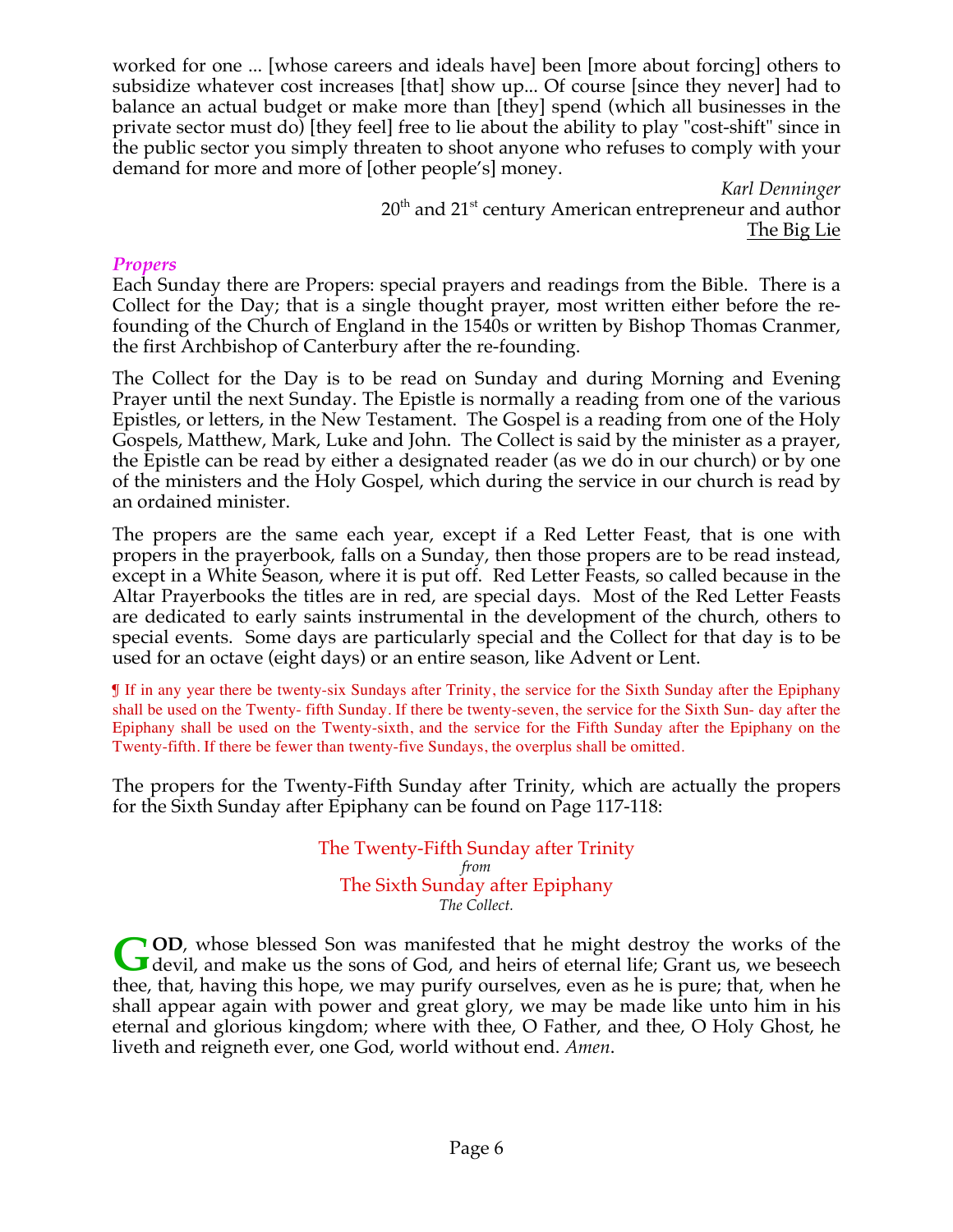worked for one ... [whose careers and ideals have] been [more about forcing] others to subsidize whatever cost increases [that] show up... Of course [since they never] had to balance an actual budget or make more than [they] spend (which all businesses in the private sector must do) [they feel] free to lie about the ability to play "cost-shift" since in the public sector you simply threaten to shoot anyone who refuses to comply with your demand for more and more of [other people's] money.

*Karl Denninger*
20th and 21st century American entrepreneur and author
The Big Lie

### *Propers*

Each Sunday there are Propers: special prayers and readings from the Bible. There is a Collect for the Day; that is a single thought prayer, most written either before the re-founding of the Church of England in the 1540s or written by Bishop Thomas Cranmer, the first Archbishop of Canterbury after the re-founding.

The Collect for the Day is to be read on Sunday and during Morning and Evening Prayer until the next Sunday. The Epistle is normally a reading from one of the various Epistles, or letters, in the New Testament. The Gospel is a reading from one of the Holy Gospels, Matthew, Mark, Luke and John. The Collect is said by the minister as a prayer, the Epistle can be read by either a designated reader (as we do in our church) or by one of the ministers and the Holy Gospel, which during the service in our church is read by an ordained minister.

The propers are the same each year, except if a Red Letter Feast, that is one with propers in the prayerbook, falls on a Sunday, then those propers are to be read instead, except in a White Season, where it is put off. Red Letter Feasts, so called because in the Altar Prayerbooks the titles are in red, are special days. Most of the Red Letter Feasts are dedicated to early saints instrumental in the development of the church, others to special events. Some days are particularly special and the Collect for that day is to be used for an octave (eight days) or an entire season, like Advent or Lent.

¶ If in any year there be twenty-six Sundays after Trinity, the service for the Sixth Sunday after the Epiphany shall be used on the Twenty- fifth Sunday. If there be twenty-seven, the service for the Sixth Sun- day after the Epiphany shall be used on the Twenty-sixth, and the service for the Fifth Sunday after the Epiphany on the Twenty-fifth. If there be fewer than twenty-five Sundays, the overplus shall be omitted.

The propers for the Twenty-Fifth Sunday after Trinity, which are actually the propers for the Sixth Sunday after Epiphany can be found on Page 117-118:

The Twenty-Fifth Sunday after Trinity
*from*
The Sixth Sunday after Epiphany
*The Collect.*

**GOD**, whose blessed Son was manifested that he might destroy the works of the devil, and make us the sons of God, and heirs of eternal life; Grant us, we beseech thee, that, having this hope, we may purify ourselves, even as he is pure; that, when he shall appear again with power and great glory, we may be made like unto him in his eternal and glorious kingdom; where with thee, O Father, and thee, O Holy Ghost, he liveth and reigneth ever, one God, world without end. *Amen*.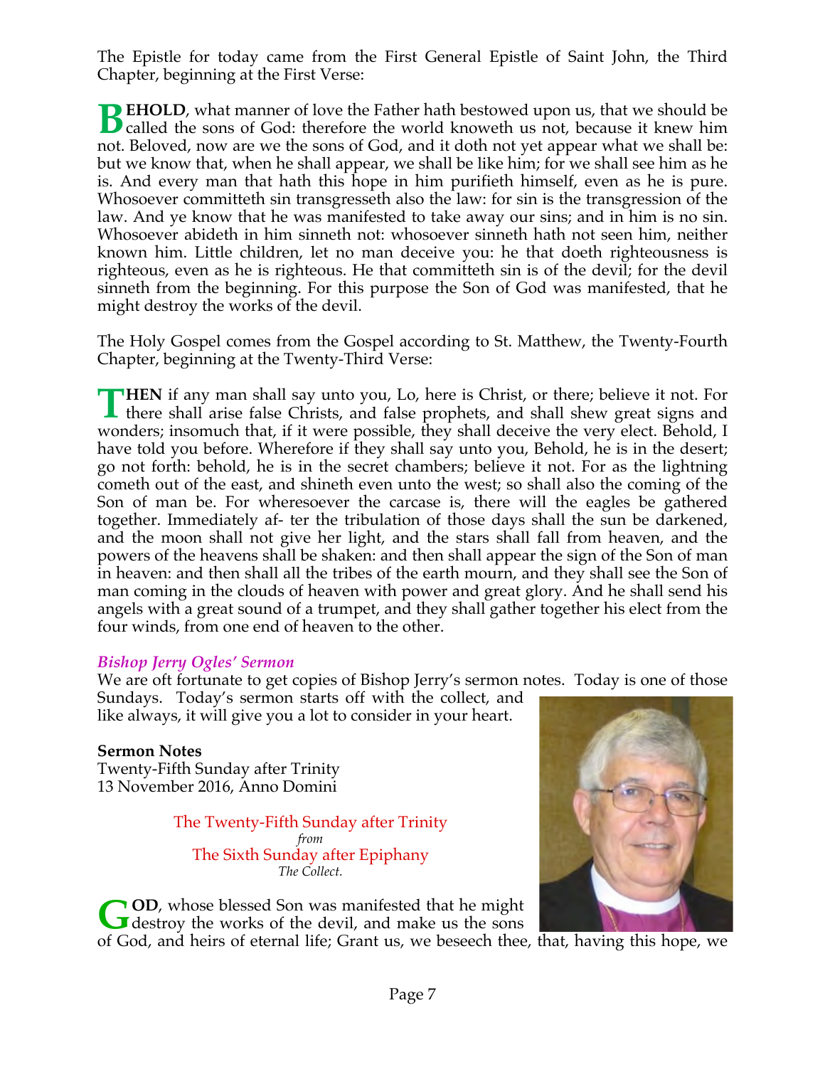The Epistle for today came from the First General Epistle of Saint John, the Third Chapter, beginning at the First Verse:

**BEHOLD**, what manner of love the Father hath bestowed upon us, that we should be called the sons of God: therefore the world knoweth us not, because it knew him not. Beloved, now are we the sons of God, and it doth not yet appear what we shall be: but we know that, when he shall appear, we shall be like him; for we shall see him as he is. And every man that hath this hope in him purifieth himself, even as he is pure. Whosoever committeth sin transgresseth also the law: for sin is the transgression of the law. And ye know that he was manifested to take away our sins; and in him is no sin. Whosoever abideth in him sinneth not: whosoever sinneth hath not seen him, neither known him. Little children, let no man deceive you: he that doeth righteousness is righteous, even as he is righteous. He that committeth sin is of the devil; for the devil sinneth from the beginning. For this purpose the Son of God was manifested, that he might destroy the works of the devil.

The Holy Gospel comes from the Gospel according to St. Matthew, the Twenty-Fourth Chapter, beginning at the Twenty-Third Verse:

**THEN** if any man shall say unto you, Lo, here is Christ, or there; believe it not. For there shall arise false Christs, and false prophets, and shall shew great signs and wonders; insomuch that, if it were possible, they shall deceive the very elect. Behold, I have told you before. Wherefore if they shall say unto you, Behold, he is in the desert; go not forth: behold, he is in the secret chambers; believe it not. For as the lightning cometh out of the east, and shineth even unto the west; so shall also the coming of the Son of man be. For wheresoever the carcase is, there will the eagles be gathered together. Immediately af- ter the tribulation of those days shall the sun be darkened, and the moon shall not give her light, and the stars shall fall from heaven, and the powers of the heavens shall be shaken: and then shall appear the sign of the Son of man in heaven: and then shall all the tribes of the earth mourn, and they shall see the Son of man coming in the clouds of heaven with power and great glory. And he shall send his angels with a great sound of a trumpet, and they shall gather together his elect from the four winds, from one end of heaven to the other.

### *Bishop Jerry Ogles' Sermon*

We are oft fortunate to get copies of Bishop Jerry's sermon notes. Today is one of those Sundays. Today's sermon starts off with the collect, and like always, it will give you a lot to consider in your heart.

**Sermon Notes**
Twenty-Fifth Sunday after Trinity
13 November 2016, Anno Domini

The Twenty-Fifth Sunday after Trinity
*from*
The Sixth Sunday after Epiphany
*The Collect.*

**GOD**, whose blessed Son was manifested that he might destroy the works of the devil, and make us the sons of God, and heirs of eternal life; Grant us, we beseech thee, that, having this hope, we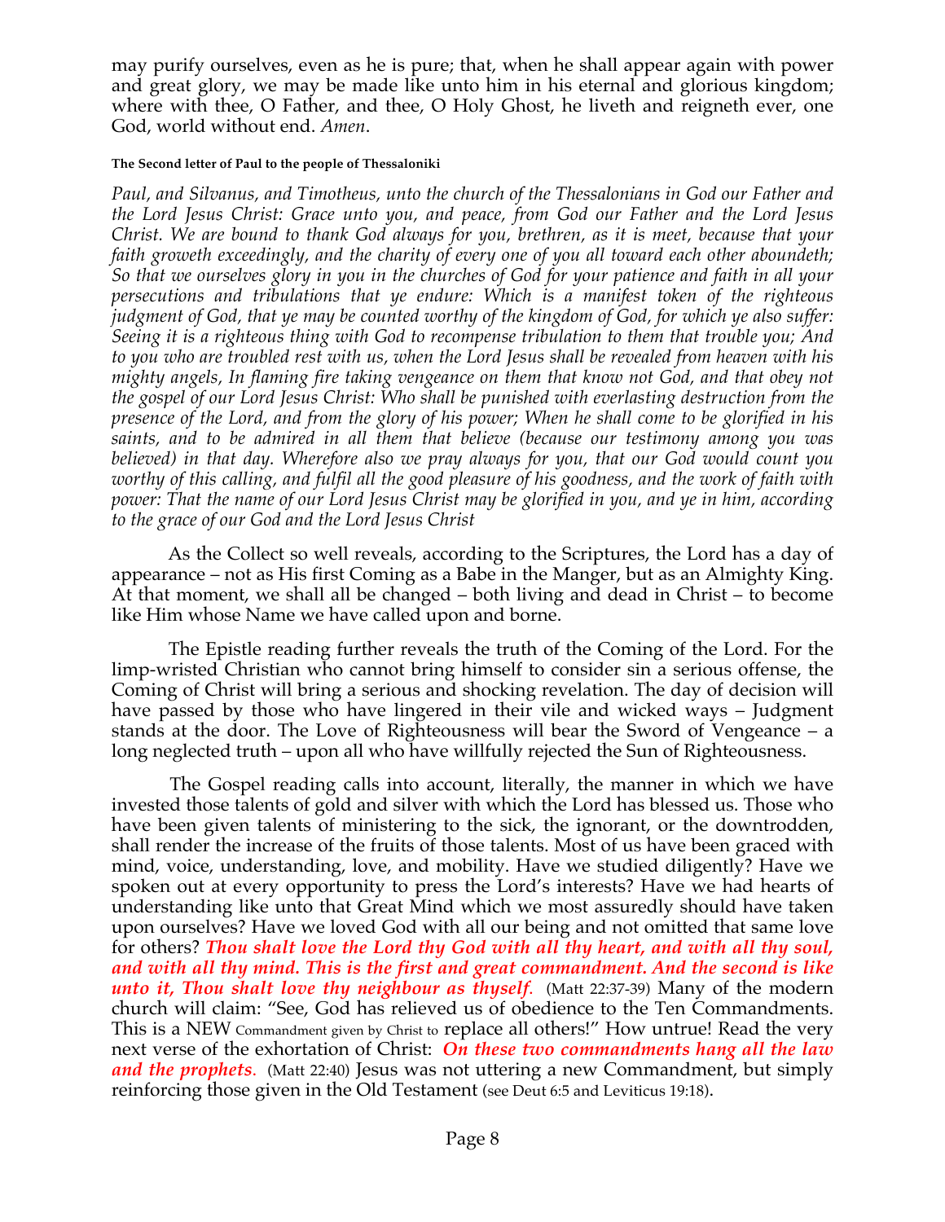may purify ourselves, even as he is pure; that, when he shall appear again with power and great glory, we may be made like unto him in his eternal and glorious kingdom; where with thee, O Father, and thee, O Holy Ghost, he liveth and reigneth ever, one God, world without end. *Amen*.

**The Second letter of Paul to the people of Thessaloniki**

*Paul, and Silvanus, and Timotheus, unto the church of the Thessalonians in God our Father and the Lord Jesus Christ: Grace unto you, and peace, from God our Father and the Lord Jesus Christ. We are bound to thank God always for you, brethren, as it is meet, because that your faith groweth exceedingly, and the charity of every one of you all toward each other aboundeth; So that we ourselves glory in you in the churches of God for your patience and faith in all your persecutions and tribulations that ye endure: Which is a manifest token of the righteous judgment of God, that ye may be counted worthy of the kingdom of God, for which ye also suffer: Seeing it is a righteous thing with God to recompense tribulation to them that trouble you; And to you who are troubled rest with us, when the Lord Jesus shall be revealed from heaven with his mighty angels, In flaming fire taking vengeance on them that know not God, and that obey not the gospel of our Lord Jesus Christ: Who shall be punished with everlasting destruction from the presence of the Lord, and from the glory of his power; When he shall come to be glorified in his saints, and to be admired in all them that believe (because our testimony among you was believed) in that day. Wherefore also we pray always for you, that our God would count you worthy of this calling, and fulfil all the good pleasure of his goodness, and the work of faith with power: That the name of our Lord Jesus Christ may be glorified in you, and ye in him, according to the grace of our God and the Lord Jesus Christ*

As the Collect so well reveals, according to the Scriptures, the Lord has a day of appearance – not as His first Coming as a Babe in the Manger, but as an Almighty King. At that moment, we shall all be changed – both living and dead in Christ – to become like Him whose Name we have called upon and borne.

The Epistle reading further reveals the truth of the Coming of the Lord. For the limp-wristed Christian who cannot bring himself to consider sin a serious offense, the Coming of Christ will bring a serious and shocking revelation. The day of decision will have passed by those who have lingered in their vile and wicked ways – Judgment stands at the door. The Love of Righteousness will bear the Sword of Vengeance – a long neglected truth – upon all who have willfully rejected the Sun of Righteousness.

The Gospel reading calls into account, literally, the manner in which we have invested those talents of gold and silver with which the Lord has blessed us. Those who have been given talents of ministering to the sick, the ignorant, or the downtrodden, shall render the increase of the fruits of those talents. Most of us have been graced with mind, voice, understanding, love, and mobility. Have we studied diligently? Have we spoken out at every opportunity to press the Lord's interests? Have we had hearts of understanding like unto that Great Mind which we most assuredly should have taken upon ourselves? Have we loved God with all our being and not omitted that same love for others? ***Thou shalt love the Lord thy God with all thy heart, and with all thy soul, and with all thy mind. This is the first and great commandment. And the second is like unto it, Thou shalt love thy neighbour as thyself***. (Matt 22:37-39) Many of the modern church will claim: "See, God has relieved us of obedience to the Ten Commandments. This is a NEW Commandment given by Christ to replace all others!" How untrue! Read the very next verse of the exhortation of Christ: ***On these two commandments hang all the law and the prophets***. (Matt 22:40) Jesus was not uttering a new Commandment, but simply reinforcing those given in the Old Testament (see Deut 6:5 and Leviticus 19:18).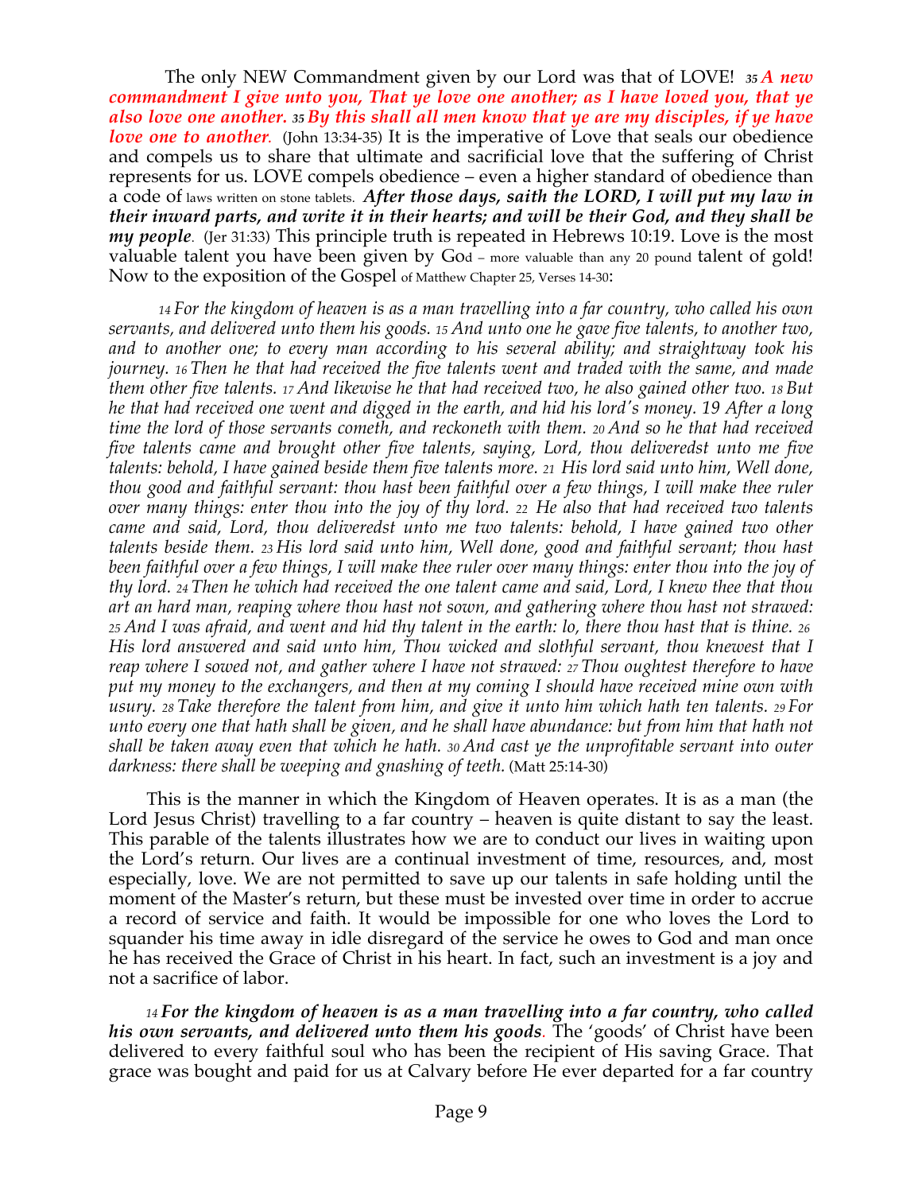The only NEW Commandment given by our Lord was that of LOVE! *35 **A new commandment I give unto you, That ye love one another; as I have loved you, that ye also love one another. 35 By this shall all men know that ye are my disciples, if ye have love one to another**.* (John 13:34-35) It is the imperative of Love that seals our obedience and compels us to share that ultimate and sacrificial love that the suffering of Christ represents for us. LOVE compels obedience – even a higher standard of obedience than a code of laws written on stone tablets. ***After those days, saith the LORD, I will put my law in their inward parts, and write it in their hearts; and will be their God, and they shall be my people**.* (Jer 31:33) This principle truth is repeated in Hebrews 10:19. Love is the most valuable talent you have been given by God – more valuable than any 20 pound talent of gold! Now to the exposition of the Gospel of Matthew Chapter 25, Verses 14-30:

*14 For the kingdom of heaven is as a man travelling into a far country, who called his own servants, and delivered unto them his goods. 15 And unto one he gave five talents, to another two, and to another one; to every man according to his several ability; and straightway took his journey. 16 Then he that had received the five talents went and traded with the same, and made them other five talents. 17 And likewise he that had received two, he also gained other two. 18 But he that had received one went and digged in the earth, and hid his lord's money. 19 After a long time the lord of those servants cometh, and reckoneth with them. 20 And so he that had received five talents came and brought other five talents, saying, Lord, thou deliveredst unto me five talents: behold, I have gained beside them five talents more. 21 His lord said unto him, Well done, thou good and faithful servant: thou hast been faithful over a few things, I will make thee ruler over many things: enter thou into the joy of thy lord. 22 He also that had received two talents came and said, Lord, thou deliveredst unto me two talents: behold, I have gained two other talents beside them. 23 His lord said unto him, Well done, good and faithful servant; thou hast been faithful over a few things, I will make thee ruler over many things: enter thou into the joy of thy lord. 24 Then he which had received the one talent came and said, Lord, I knew thee that thou art an hard man, reaping where thou hast not sown, and gathering where thou hast not strawed: 25 And I was afraid, and went and hid thy talent in the earth: lo, there thou hast that is thine. 26 His lord answered and said unto him, Thou wicked and slothful servant, thou knewest that I reap where I sowed not, and gather where I have not strawed: 27 Thou oughtest therefore to have put my money to the exchangers, and then at my coming I should have received mine own with usury. 28 Take therefore the talent from him, and give it unto him which hath ten talents. 29 For unto every one that hath shall be given, and he shall have abundance: but from him that hath not shall be taken away even that which he hath. 30 And cast ye the unprofitable servant into outer darkness: there shall be weeping and gnashing of teeth.* (Matt 25:14-30)

This is the manner in which the Kingdom of Heaven operates. It is as a man (the Lord Jesus Christ) travelling to a far country – heaven is quite distant to say the least. This parable of the talents illustrates how we are to conduct our lives in waiting upon the Lord's return. Our lives are a continual investment of time, resources, and, most especially, love. We are not permitted to save up our talents in safe holding until the moment of the Master's return, but these must be invested over time in order to accrue a record of service and faith. It would be impossible for one who loves the Lord to squander his time away in idle disregard of the service he owes to God and man once he has received the Grace of Christ in his heart. In fact, such an investment is a joy and not a sacrifice of labor.

*14 **For the kingdom of heaven is as a man travelling into a far country, who called his own servants, and delivered unto them his goods**.* The 'goods' of Christ have been delivered to every faithful soul who has been the recipient of His saving Grace. That grace was bought and paid for us at Calvary before He ever departed for a far country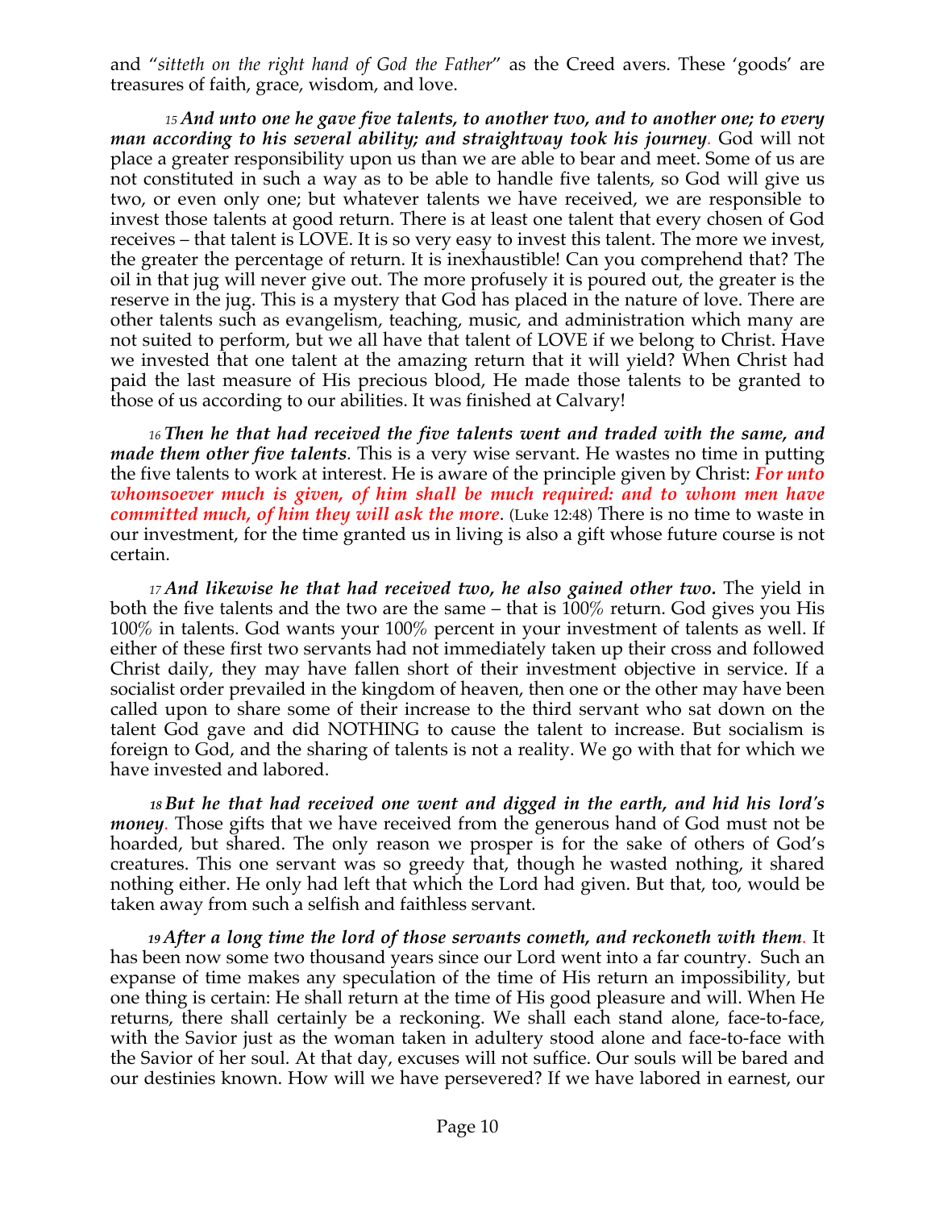and "*sitteth on the right hand of God the Father*" as the Creed avers. These 'goods' are treasures of faith, grace, wisdom, and love.

*15* ***And unto one he gave five talents, to another two, and to another one; to every man according to his several ability; and straightway took his journey***. God will not place a greater responsibility upon us than we are able to bear and meet. Some of us are not constituted in such a way as to be able to handle five talents, so God will give us two, or even only one; but whatever talents we have received, we are responsible to invest those talents at good return. There is at least one talent that every chosen of God receives – that talent is LOVE. It is so very easy to invest this talent. The more we invest, the greater the percentage of return. It is inexhaustible! Can you comprehend that? The oil in that jug will never give out. The more profusely it is poured out, the greater is the reserve in the jug. This is a mystery that God has placed in the nature of love. There are other talents such as evangelism, teaching, music, and administration which many are not suited to perform, but we all have that talent of LOVE if we belong to Christ. Have we invested that one talent at the amazing return that it will yield? When Christ had paid the last measure of His precious blood, He made those talents to be granted to those of us according to our abilities. It was finished at Calvary!

*16* ***Then he that had received the five talents went and traded with the same, and made them other five talents***. This is a very wise servant. He wastes no time in putting the five talents to work at interest. He is aware of the principle given by Christ: ***For unto whomsoever much is given, of him shall be much required: and to whom men have committed much, of him they will ask the more***. (Luke 12:48) There is no time to waste in our investment, for the time granted us in living is also a gift whose future course is not certain.

*17* ***And likewise he that had received two, he also gained other two.*** The yield in both the five talents and the two are the same – that is 100% return. God gives you His 100% in talents. God wants your 100% percent in your investment of talents as well. If either of these first two servants had not immediately taken up their cross and followed Christ daily, they may have fallen short of their investment objective in service. If a socialist order prevailed in the kingdom of heaven, then one or the other may have been called upon to share some of their increase to the third servant who sat down on the talent God gave and did NOTHING to cause the talent to increase. But socialism is foreign to God, and the sharing of talents is not a reality. We go with that for which we have invested and labored.

*18* ***But he that had received one went and digged in the earth, and hid his lord's money***. Those gifts that we have received from the generous hand of God must not be hoarded, but shared. The only reason we prosper is for the sake of others of God's creatures. This one servant was so greedy that, though he wasted nothing, it shared nothing either. He only had left that which the Lord had given. But that, too, would be taken away from such a selfish and faithless servant.

*19* ***After a long time the lord of those servants cometh, and reckoneth with them***. It has been now some two thousand years since our Lord went into a far country. Such an expanse of time makes any speculation of the time of His return an impossibility, but one thing is certain: He shall return at the time of His good pleasure and will. When He returns, there shall certainly be a reckoning. We shall each stand alone, face-to-face, with the Savior just as the woman taken in adultery stood alone and face-to-face with the Savior of her soul. At that day, excuses will not suffice. Our souls will be bared and our destinies known. How will we have persevered? If we have labored in earnest, our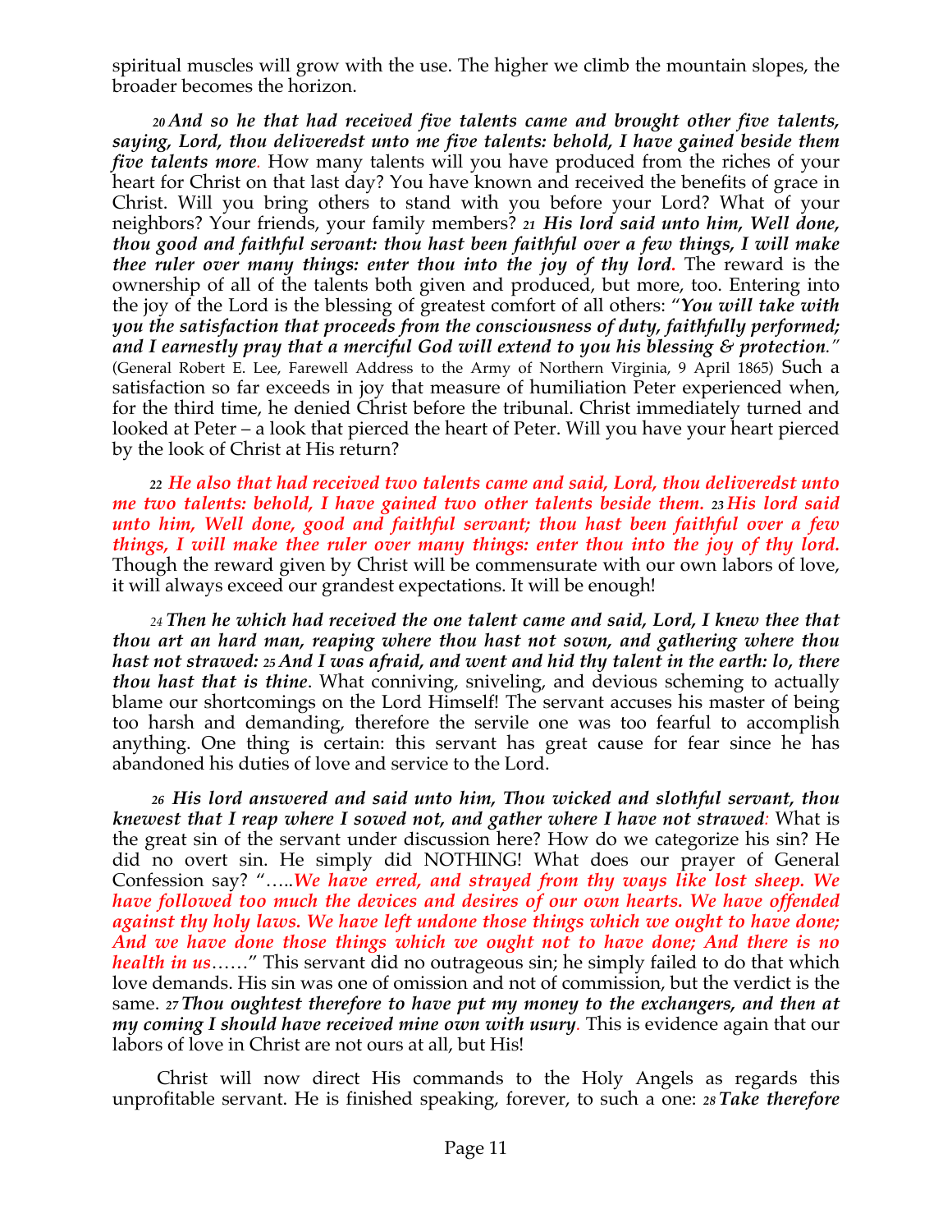spiritual muscles will grow with the use. The higher we climb the mountain slopes, the broader becomes the horizon.

*20 **And so he that had received five talents came and brought other five talents, saying, Lord, thou deliveredst unto me five talents: behold, I have gained beside them five talents more***. How many talents will you have produced from the riches of your heart for Christ on that last day? You have known and received the benefits of grace in Christ. Will you bring others to stand with you before your Lord? What of your neighbors? Your friends, your family members? *21 **His lord said unto him, Well done, thou good and faithful servant: thou hast been faithful over a few things, I will make thee ruler over many things: enter thou into the joy of thy lord***. The reward is the ownership of all of the talents both given and produced, but more, too. Entering into the joy of the Lord is the blessing of greatest comfort of all others: "***You will take with you the satisfaction that proceeds from the consciousness of duty, faithfully performed; and I earnestly pray that a merciful God will extend to you his blessing & protection***." (General Robert E. Lee, Farewell Address to the Army of Northern Virginia, 9 April 1865) Such a satisfaction so far exceeds in joy that measure of humiliation Peter experienced when, for the third time, he denied Christ before the tribunal. Christ immediately turned and looked at Peter – a look that pierced the heart of Peter. Will you have your heart pierced by the look of Christ at His return?

*22 **He also that had received two talents came and said, Lord, thou deliveredst unto me two talents: behold, I have gained two other talents beside them.*** *23 **His lord said unto him, Well done, good and faithful servant; thou hast been faithful over a few things, I will make thee ruler over many things: enter thou into the joy of thy lord.*** Though the reward given by Christ will be commensurate with our own labors of love, it will always exceed our grandest expectations. It will be enough!

*24 **Then he which had received the one talent came and said, Lord, I knew thee that thou art an hard man, reaping where thou hast not sown, and gathering where thou hast not strawed:*** *25 **And I was afraid, and went and hid thy talent in the earth: lo, there thou hast that is thine***. What conniving, sniveling, and devious scheming to actually blame our shortcomings on the Lord Himself! The servant accuses his master of being too harsh and demanding, therefore the servile one was too fearful to accomplish anything. One thing is certain: this servant has great cause for fear since he has abandoned his duties of love and service to the Lord.

*26 **His lord answered and said unto him, Thou wicked and slothful servant, thou knewest that I reap where I sowed not, and gather where I have not strawed***: What is the great sin of the servant under discussion here? How do we categorize his sin? He did no overt sin. He simply did NOTHING! What does our prayer of General Confession say? "…..***We have erred, and strayed from thy ways like lost sheep. We have followed too much the devices and desires of our own hearts. We have offended against thy holy laws. We have left undone those things which we ought to have done; And we have done those things which we ought not to have done; And there is no health in us***……" This servant did no outrageous sin; he simply failed to do that which love demands. His sin was one of omission and not of commission, but the verdict is the same. *27 **Thou oughtest therefore to have put my money to the exchangers, and then at my coming I should have received mine own with usury***. This is evidence again that our labors of love in Christ are not ours at all, but His!

Christ will now direct His commands to the Holy Angels as regards this unprofitable servant. He is finished speaking, forever, to such a one: *28 **Take therefore***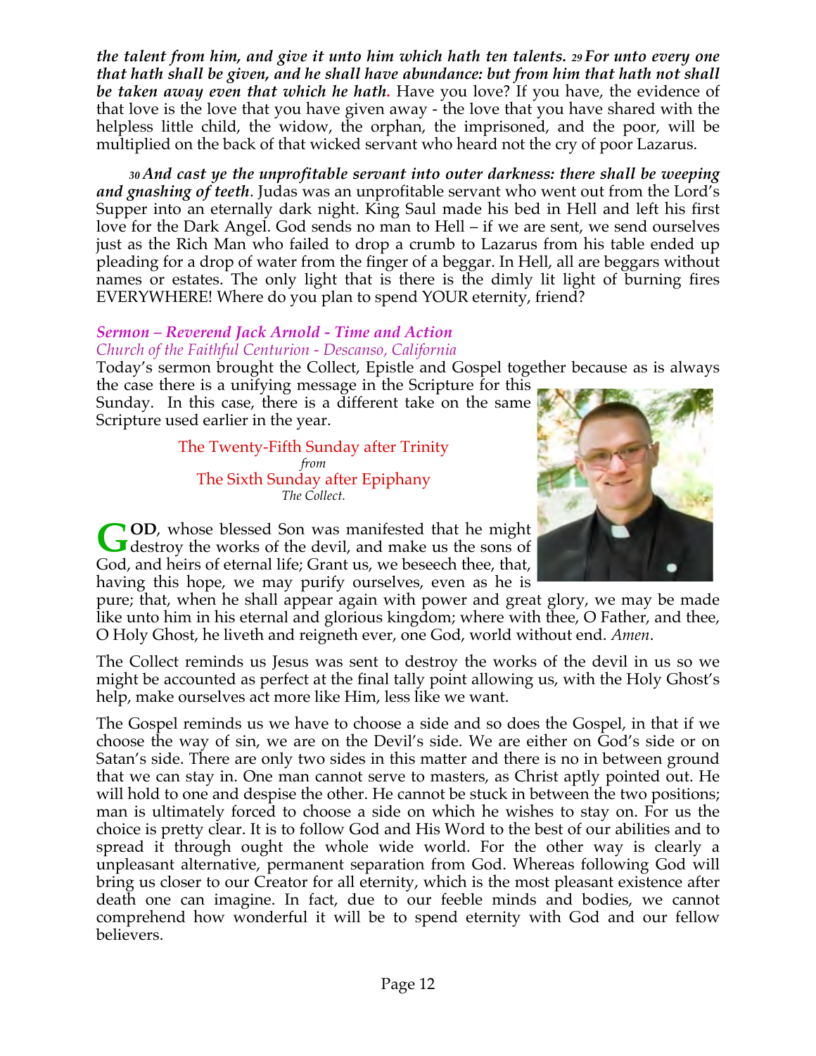***the talent from him, and give it unto him which hath ten talents. 29 For unto every one that hath shall be given, and he shall have abundance: but from him that hath not shall be taken away even that which he hath.*** Have you love? If you have, the evidence of that love is the love that you have given away - the love that you have shared with the helpless little child, the widow, the orphan, the imprisoned, and the poor, will be multiplied on the back of that wicked servant who heard not the cry of poor Lazarus.

***30 And cast ye the unprofitable servant into outer darkness: there shall be weeping and gnashing of teeth***. Judas was an unprofitable servant who went out from the Lord's Supper into an eternally dark night. King Saul made his bed in Hell and left his first love for the Dark Angel. God sends no man to Hell – if we are sent, we send ourselves just as the Rich Man who failed to drop a crumb to Lazarus from his table ended up pleading for a drop of water from the finger of a beggar. In Hell, all are beggars without names or estates. The only light that is there is the dimly lit light of burning fires EVERYWHERE! Where do you plan to spend YOUR eternity, friend?

### *Sermon – Reverend Jack Arnold - Time and Action*

*Church of the Faithful Centurion - Descanso, California*

Today's sermon brought the Collect, Epistle and Gospel together because as is always the case there is a unifying message in the Scripture for this Sunday. In this case, there is a different take on the same Scripture used earlier in the year.

The Twenty-Fifth Sunday after Trinity
*from*
The Sixth Sunday after Epiphany
*The Collect.*

**GOD**, whose blessed Son was manifested that he might destroy the works of the devil, and make us the sons of God, and heirs of eternal life; Grant us, we beseech thee, that, having this hope, we may purify ourselves, even as he is pure; that, when he shall appear again with power and great glory, we may be made like unto him in his eternal and glorious kingdom; where with thee, O Father, and thee, O Holy Ghost, he liveth and reigneth ever, one God, world without end. *Amen*.

The Collect reminds us Jesus was sent to destroy the works of the devil in us so we might be accounted as perfect at the final tally point allowing us, with the Holy Ghost's help, make ourselves act more like Him, less like we want.

The Gospel reminds us we have to choose a side and so does the Gospel, in that if we choose the way of sin, we are on the Devil's side. We are either on God's side or on Satan's side. There are only two sides in this matter and there is no in between ground that we can stay in. One man cannot serve to masters, as Christ aptly pointed out. He will hold to one and despise the other. He cannot be stuck in between the two positions; man is ultimately forced to choose a side on which he wishes to stay on. For us the choice is pretty clear. It is to follow God and His Word to the best of our abilities and to spread it through ought the whole wide world. For the other way is clearly a unpleasant alternative, permanent separation from God. Whereas following God will bring us closer to our Creator for all eternity, which is the most pleasant existence after death one can imagine. In fact, due to our feeble minds and bodies, we cannot comprehend how wonderful it will be to spend eternity with God and our fellow believers.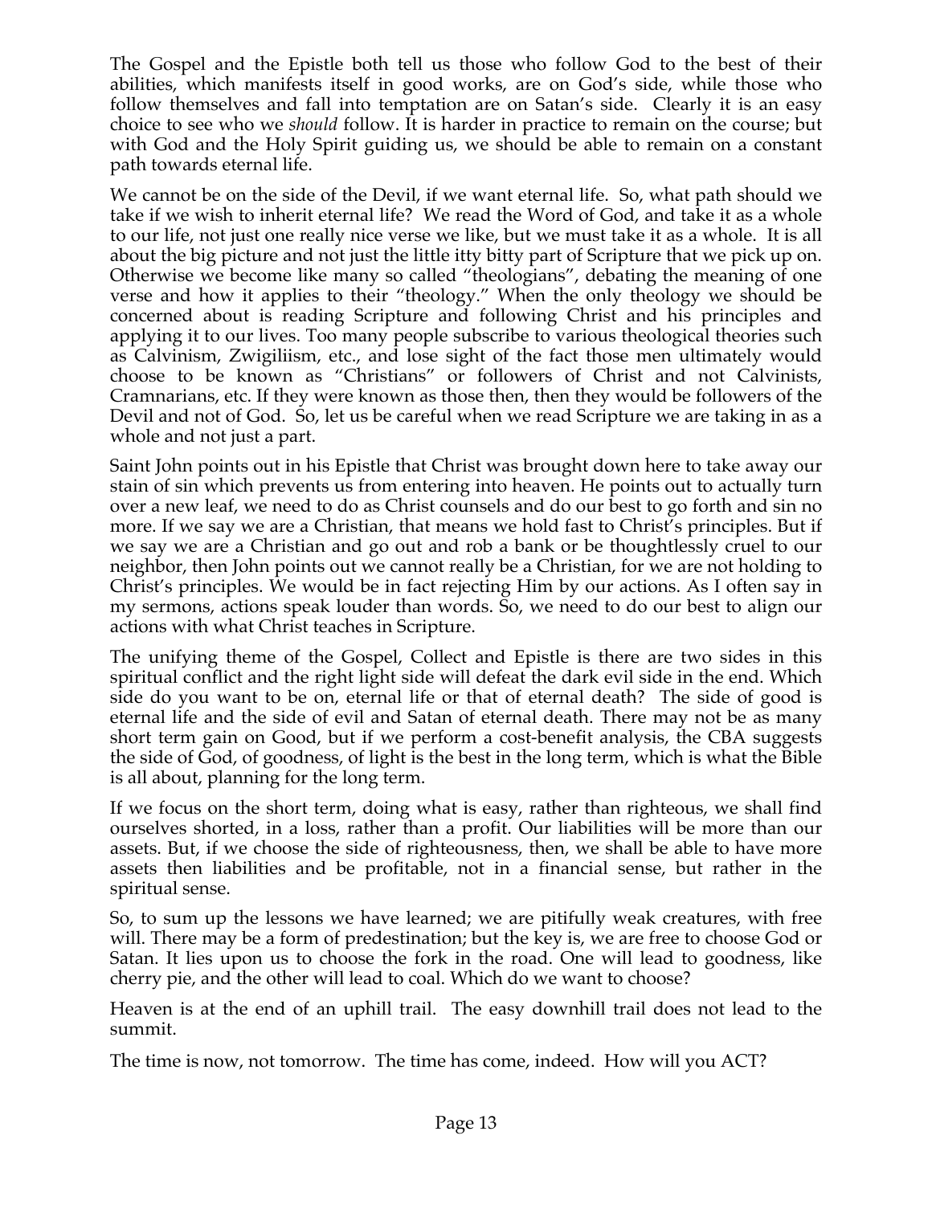The Gospel and the Epistle both tell us those who follow God to the best of their abilities, which manifests itself in good works, are on God's side, while those who follow themselves and fall into temptation are on Satan's side. Clearly it is an easy choice to see who we *should* follow. It is harder in practice to remain on the course; but with God and the Holy Spirit guiding us, we should be able to remain on a constant path towards eternal life.

We cannot be on the side of the Devil, if we want eternal life. So, what path should we take if we wish to inherit eternal life? We read the Word of God, and take it as a whole to our life, not just one really nice verse we like, but we must take it as a whole. It is all about the big picture and not just the little itty bitty part of Scripture that we pick up on. Otherwise we become like many so called "theologians", debating the meaning of one verse and how it applies to their "theology." When the only theology we should be concerned about is reading Scripture and following Christ and his principles and applying it to our lives. Too many people subscribe to various theological theories such as Calvinism, Zwigiliism, etc., and lose sight of the fact those men ultimately would choose to be known as "Christians" or followers of Christ and not Calvinists, Cramnarians, etc. If they were known as those then, then they would be followers of the Devil and not of God. So, let us be careful when we read Scripture we are taking in as a whole and not just a part.

Saint John points out in his Epistle that Christ was brought down here to take away our stain of sin which prevents us from entering into heaven. He points out to actually turn over a new leaf, we need to do as Christ counsels and do our best to go forth and sin no more. If we say we are a Christian, that means we hold fast to Christ's principles. But if we say we are a Christian and go out and rob a bank or be thoughtlessly cruel to our neighbor, then John points out we cannot really be a Christian, for we are not holding to Christ's principles. We would be in fact rejecting Him by our actions. As I often say in my sermons, actions speak louder than words. So, we need to do our best to align our actions with what Christ teaches in Scripture.

The unifying theme of the Gospel, Collect and Epistle is there are two sides in this spiritual conflict and the right light side will defeat the dark evil side in the end. Which side do you want to be on, eternal life or that of eternal death? The side of good is eternal life and the side of evil and Satan of eternal death. There may not be as many short term gain on Good, but if we perform a cost-benefit analysis, the CBA suggests the side of God, of goodness, of light is the best in the long term, which is what the Bible is all about, planning for the long term.

If we focus on the short term, doing what is easy, rather than righteous, we shall find ourselves shorted, in a loss, rather than a profit. Our liabilities will be more than our assets. But, if we choose the side of righteousness, then, we shall be able to have more assets then liabilities and be profitable, not in a financial sense, but rather in the spiritual sense.

So, to sum up the lessons we have learned; we are pitifully weak creatures, with free will. There may be a form of predestination; but the key is, we are free to choose God or Satan. It lies upon us to choose the fork in the road. One will lead to goodness, like cherry pie, and the other will lead to coal. Which do we want to choose?

Heaven is at the end of an uphill trail. The easy downhill trail does not lead to the summit.

The time is now, not tomorrow. The time has come, indeed. How will you ACT?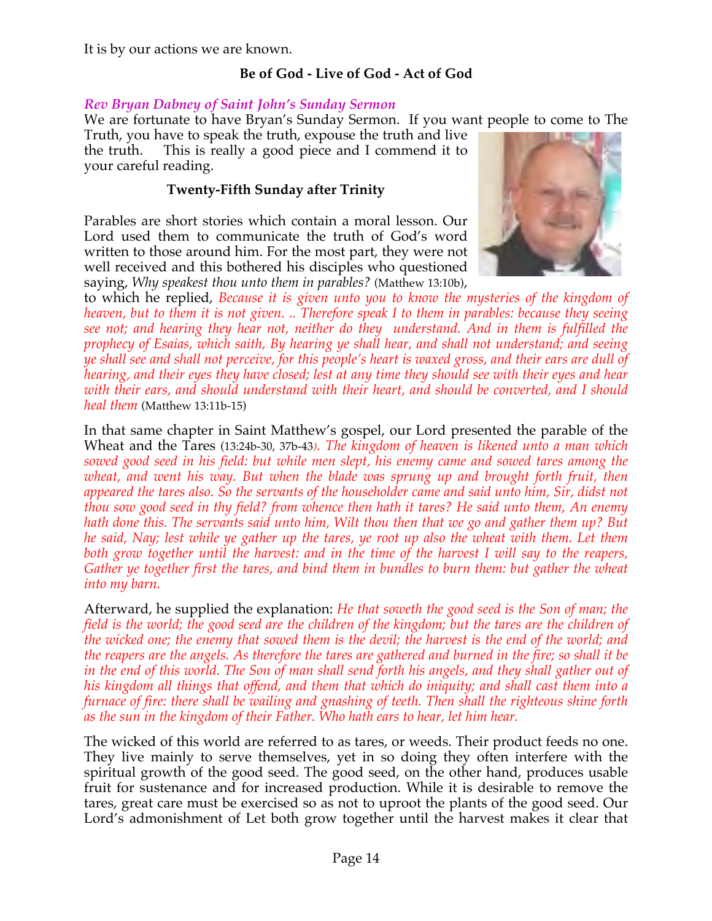It is by our actions we are known.

**Be of God - Live of God - Act of God**

***Rev Bryan Dabney of Saint John's Sunday Sermon***

We are fortunate to have Bryan's Sunday Sermon. If you want people to come to The Truth, you have to speak the truth, expouse the truth and live the truth. This is really a good piece and I commend it to your careful reading.

**Twenty-Fifth Sunday after Trinity**

Parables are short stories which contain a moral lesson. Our Lord used them to communicate the truth of God's word written to those around him. For the most part, they were not well received and this bothered his disciples who questioned saying, *Why speakest thou unto them in parables?* (Matthew 13:10b), to which he replied, *Because it is given unto you to know the mysteries of the kingdom of heaven, but to them it is not given. .. Therefore speak I to them in parables: because they seeing see not; and hearing they hear not, neither do they understand. And in them is fulfilled the prophecy of Esaias, which saith, By hearing ye shall hear, and shall not understand; and seeing ye shall see and shall not perceive, for this people's heart is waxed gross, and their ears are dull of hearing, and their eyes they have closed; lest at any time they should see with their eyes and hear with their ears, and should understand with their heart, and should be converted, and I should heal them* (Matthew 13:11b-15)

In that same chapter in Saint Matthew's gospel, our Lord presented the parable of the Wheat and the Tares (13:24b-30, 37b-43*). The kingdom of heaven is likened unto a man which sowed good seed in his field: but while men slept, his enemy came and sowed tares among the wheat, and went his way. But when the blade was sprung up and brought forth fruit, then appeared the tares also. So the servants of the householder came and said unto him, Sir, didst not thou sow good seed in thy field? from whence then hath it tares? He said unto them, An enemy hath done this. The servants said unto him, Wilt thou then that we go and gather them up? But he said, Nay; lest while ye gather up the tares, ye root up also the wheat with them. Let them both grow together until the harvest: and in the time of the harvest I will say to the reapers, Gather ye together first the tares, and bind them in bundles to burn them: but gather the wheat into my barn.*

Afterward, he supplied the explanation: *He that soweth the good seed is the Son of man; the field is the world; the good seed are the children of the kingdom; but the tares are the children of the wicked one; the enemy that sowed them is the devil; the harvest is the end of the world; and the reapers are the angels. As therefore the tares are gathered and burned in the fire; so shall it be in the end of this world. The Son of man shall send forth his angels, and they shall gather out of his kingdom all things that offend, and them that which do iniquity; and shall cast them into a furnace of fire: there shall be wailing and gnashing of teeth. Then shall the righteous shine forth as the sun in the kingdom of their Father. Who hath ears to hear, let him hear.*

The wicked of this world are referred to as tares, or weeds. Their product feeds no one. They live mainly to serve themselves, yet in so doing they often interfere with the spiritual growth of the good seed. The good seed, on the other hand, produces usable fruit for sustenance and for increased production. While it is desirable to remove the tares, great care must be exercised so as not to uproot the plants of the good seed. Our Lord's admonishment of Let both grow together until the harvest makes it clear that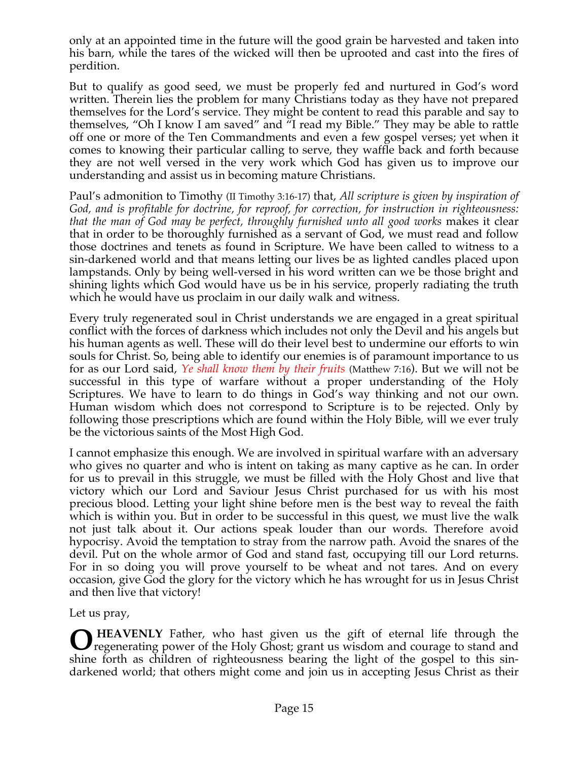only at an appointed time in the future will the good grain be harvested and taken into his barn, while the tares of the wicked will then be uprooted and cast into the fires of perdition.

But to qualify as good seed, we must be properly fed and nurtured in God's word written. Therein lies the problem for many Christians today as they have not prepared themselves for the Lord's service. They might be content to read this parable and say to themselves, "Oh I know I am saved" and "I read my Bible." They may be able to rattle off one or more of the Ten Commandments and even a few gospel verses; yet when it comes to knowing their particular calling to serve, they waffle back and forth because they are not well versed in the very work which God has given us to improve our understanding and assist us in becoming mature Christians.

Paul's admonition to Timothy (II Timothy 3:16-17) that, *All scripture is given by inspiration of God, and is profitable for doctrine, for reproof, for correction, for instruction in righteousness: that the man of God may be perfect, throughly furnished unto all good works* makes it clear that in order to be thoroughly furnished as a servant of God, we must read and follow those doctrines and tenets as found in Scripture. We have been called to witness to a sin-darkened world and that means letting our lives be as lighted candles placed upon lampstands. Only by being well-versed in his word written can we be those bright and shining lights which God would have us be in his service, properly radiating the truth which he would have us proclaim in our daily walk and witness.

Every truly regenerated soul in Christ understands we are engaged in a great spiritual conflict with the forces of darkness which includes not only the Devil and his angels but his human agents as well. These will do their level best to undermine our efforts to win souls for Christ. So, being able to identify our enemies is of paramount importance to us for as our Lord said, *Ye shall know them by their fruits* (Matthew 7:16). But we will not be successful in this type of warfare without a proper understanding of the Holy Scriptures. We have to learn to do things in God's way thinking and not our own. Human wisdom which does not correspond to Scripture is to be rejected. Only by following those prescriptions which are found within the Holy Bible, will we ever truly be the victorious saints of the Most High God.

I cannot emphasize this enough. We are involved in spiritual warfare with an adversary who gives no quarter and who is intent on taking as many captive as he can. In order for us to prevail in this struggle, we must be filled with the Holy Ghost and live that victory which our Lord and Saviour Jesus Christ purchased for us with his most precious blood. Letting your light shine before men is the best way to reveal the faith which is within you. But in order to be successful in this quest, we must live the walk not just talk about it. Our actions speak louder than our words. Therefore avoid hypocrisy. Avoid the temptation to stray from the narrow path. Avoid the snares of the devil. Put on the whole armor of God and stand fast, occupying till our Lord returns. For in so doing you will prove yourself to be wheat and not tares. And on every occasion, give God the glory for the victory which he has wrought for us in Jesus Christ and then live that victory!

Let us pray,

**O HEAVENLY** Father, who hast given us the gift of eternal life through the regenerating power of the Holy Ghost; grant us wisdom and courage to stand and shine forth as children of righteousness bearing the light of the gospel to this sin-darkened world; that others might come and join us in accepting Jesus Christ as their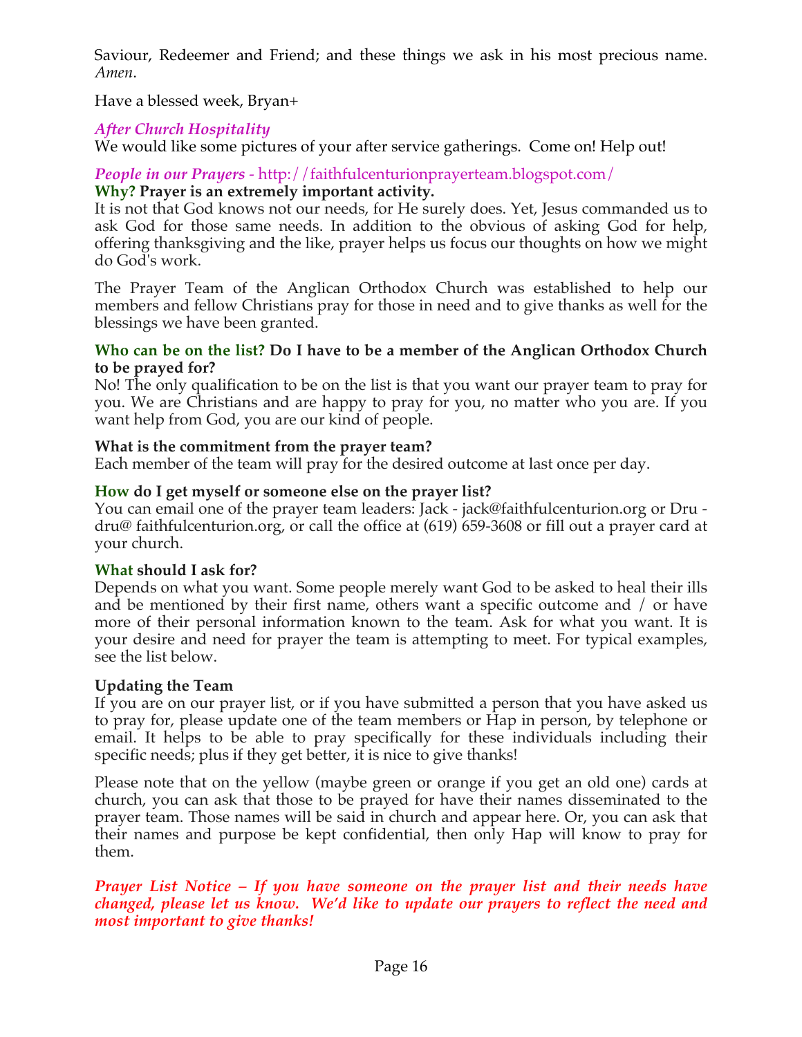Saviour, Redeemer and Friend; and these things we ask in his most precious name. *Amen*.

Have a blessed week, Bryan+

*After Church Hospitality*

We would like some pictures of your after service gatherings. Come on! Help out!

*People in our Prayers* - http://faithfulcenturionprayerteam.blogspot.com/

**Why? Prayer is an extremely important activity.**

It is not that God knows not our needs, for He surely does. Yet, Jesus commanded us to ask God for those same needs. In addition to the obvious of asking God for help, offering thanksgiving and the like, prayer helps us focus our thoughts on how we might do God's work.

The Prayer Team of the Anglican Orthodox Church was established to help our members and fellow Christians pray for those in need and to give thanks as well for the blessings we have been granted.

**Who can be on the list? Do I have to be a member of the Anglican Orthodox Church to be prayed for?**

No! The only qualification to be on the list is that you want our prayer team to pray for you. We are Christians and are happy to pray for you, no matter who you are. If you want help from God, you are our kind of people.

**What is the commitment from the prayer team?**

Each member of the team will pray for the desired outcome at last once per day.

**How do I get myself or someone else on the prayer list?**

You can email one of the prayer team leaders: Jack - jack@faithfulcenturion.org or Dru - dru@ faithfulcenturion.org, or call the office at (619) 659-3608 or fill out a prayer card at your church.

**What should I ask for?**

Depends on what you want. Some people merely want God to be asked to heal their ills and be mentioned by their first name, others want a specific outcome and / or have more of their personal information known to the team. Ask for what you want. It is your desire and need for prayer the team is attempting to meet. For typical examples, see the list below.

**Updating the Team**

If you are on our prayer list, or if you have submitted a person that you have asked us to pray for, please update one of the team members or Hap in person, by telephone or email. It helps to be able to pray specifically for these individuals including their specific needs; plus if they get better, it is nice to give thanks!

Please note that on the yellow (maybe green or orange if you get an old one) cards at church, you can ask that those to be prayed for have their names disseminated to the prayer team. Those names will be said in church and appear here. Or, you can ask that their names and purpose be kept confidential, then only Hap will know to pray for them.

***Prayer List Notice – If you have someone on the prayer list and their needs have changed, please let us know. We'd like to update our prayers to reflect the need and most important to give thanks!***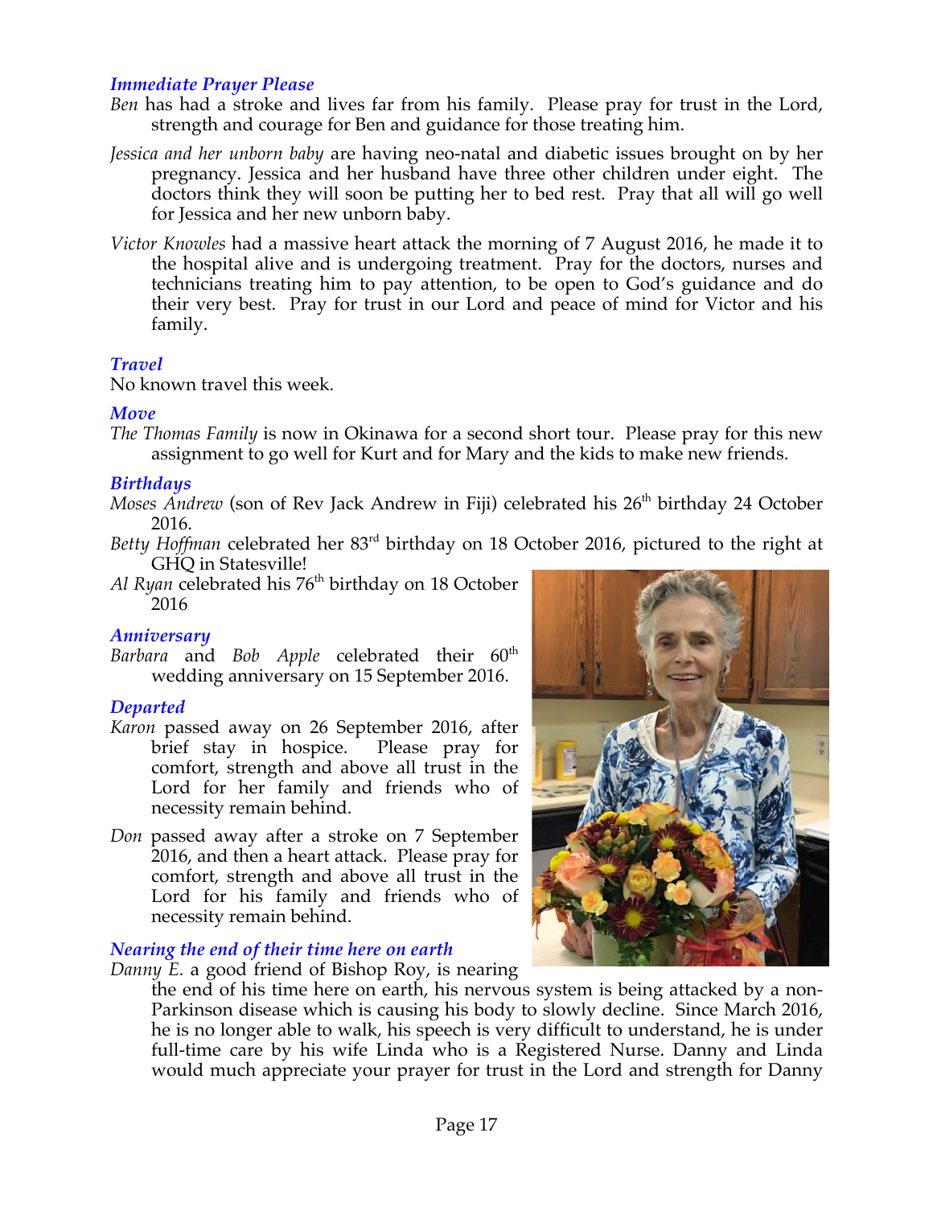### *Immediate Prayer Please*

*Ben* has had a stroke and lives far from his family. Please pray for trust in the Lord, strength and courage for Ben and guidance for those treating him.

*Jessica and her unborn baby* are having neo-natal and diabetic issues brought on by her pregnancy. Jessica and her husband have three other children under eight. The doctors think they will soon be putting her to bed rest. Pray that all will go well for Jessica and her new unborn baby.

*Victor Knowles* had a massive heart attack the morning of 7 August 2016, he made it to the hospital alive and is undergoing treatment. Pray for the doctors, nurses and technicians treating him to pay attention, to be open to God's guidance and do their very best. Pray for trust in our Lord and peace of mind for Victor and his family.

### *Travel*

No known travel this week.

### *Move*

*The Thomas Family* is now in Okinawa for a second short tour. Please pray for this new assignment to go well for Kurt and for Mary and the kids to make new friends.

### *Birthdays*

*Moses Andrew* (son of Rev Jack Andrew in Fiji) celebrated his 26th birthday 24 October 2016.

*Betty Hoffman* celebrated her 83rd birthday on 18 October 2016, pictured to the right at GHQ in Statesville!

*Al Ryan* celebrated his 76th birthday on 18 October 2016

### *Anniversary*

*Barbara* and *Bob Apple* celebrated their 60th wedding anniversary on 15 September 2016.

### *Departed*

*Karon* passed away on 26 September 2016, after brief stay in hospice. Please pray for comfort, strength and above all trust in the Lord for her family and friends who of necessity remain behind.

*Don* passed away after a stroke on 7 September 2016, and then a heart attack. Please pray for comfort, strength and above all trust in the Lord for his family and friends who of necessity remain behind.

### *Nearing the end of their time here on earth*

*Danny E.* a good friend of Bishop Roy, is nearing the end of his time here on earth, his nervous system is being attacked by a non-Parkinson disease which is causing his body to slowly decline. Since March 2016, he is no longer able to walk, his speech is very difficult to understand, he is under full-time care by his wife Linda who is a Registered Nurse. Danny and Linda would much appreciate your prayer for trust in the Lord and strength for Danny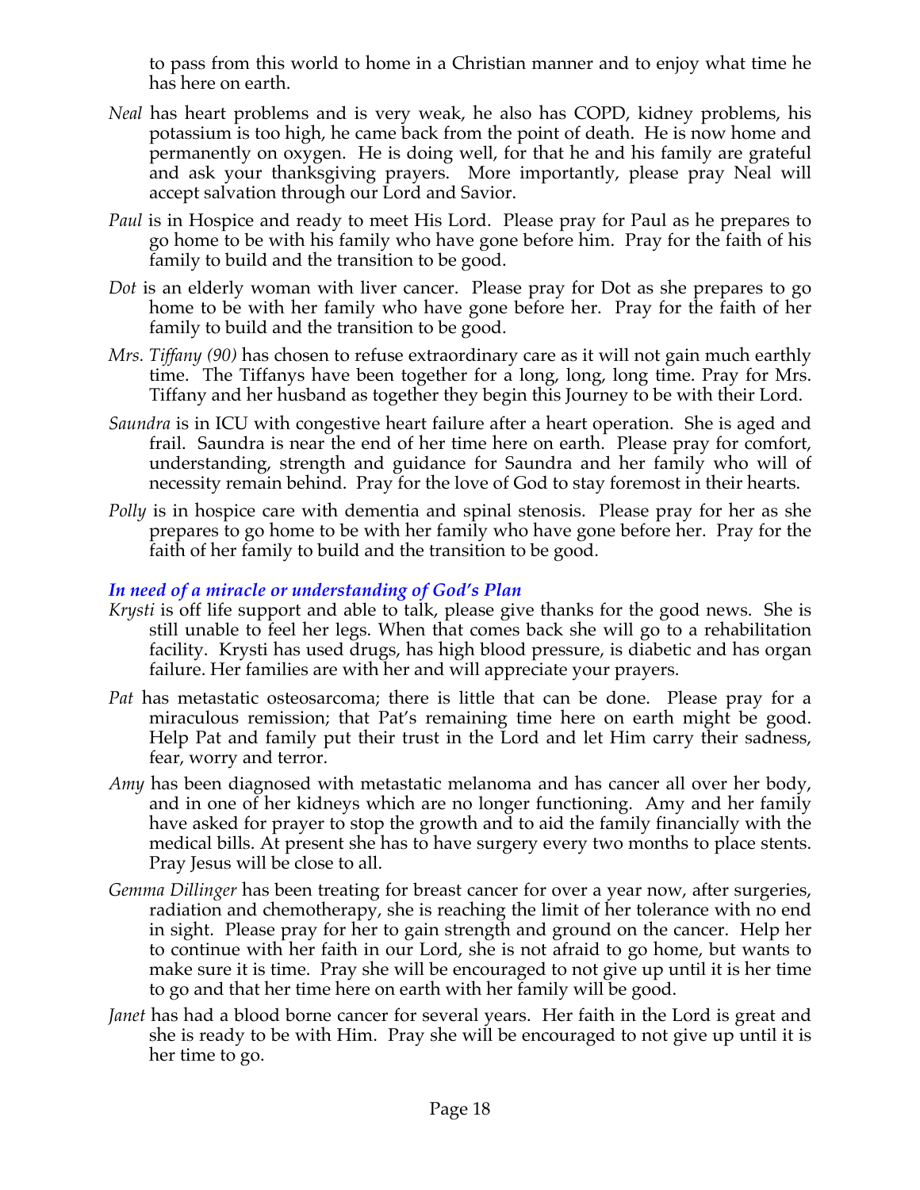to pass from this world to home in a Christian manner and to enjoy what time he has here on earth.

*Neal* has heart problems and is very weak, he also has COPD, kidney problems, his potassium is too high, he came back from the point of death. He is now home and permanently on oxygen. He is doing well, for that he and his family are grateful and ask your thanksgiving prayers. More importantly, please pray Neal will accept salvation through our Lord and Savior.

*Paul* is in Hospice and ready to meet His Lord. Please pray for Paul as he prepares to go home to be with his family who have gone before him. Pray for the faith of his family to build and the transition to be good.

*Dot* is an elderly woman with liver cancer. Please pray for Dot as she prepares to go home to be with her family who have gone before her. Pray for the faith of her family to build and the transition to be good.

*Mrs. Tiffany (90)* has chosen to refuse extraordinary care as it will not gain much earthly time. The Tiffanys have been together for a long, long, long time. Pray for Mrs. Tiffany and her husband as together they begin this Journey to be with their Lord.

*Saundra* is in ICU with congestive heart failure after a heart operation. She is aged and frail. Saundra is near the end of her time here on earth. Please pray for comfort, understanding, strength and guidance for Saundra and her family who will of necessity remain behind. Pray for the love of God to stay foremost in their hearts.

*Polly* is in hospice care with dementia and spinal stenosis. Please pray for her as she prepares to go home to be with her family who have gone before her. Pray for the faith of her family to build and the transition to be good.

### *In need of a miracle or understanding of God's Plan*

*Krysti* is off life support and able to talk, please give thanks for the good news. She is still unable to feel her legs. When that comes back she will go to a rehabilitation facility. Krysti has used drugs, has high blood pressure, is diabetic and has organ failure. Her families are with her and will appreciate your prayers.

*Pat* has metastatic osteosarcoma; there is little that can be done. Please pray for a miraculous remission; that Pat's remaining time here on earth might be good. Help Pat and family put their trust in the Lord and let Him carry their sadness, fear, worry and terror.

*Amy* has been diagnosed with metastatic melanoma and has cancer all over her body, and in one of her kidneys which are no longer functioning. Amy and her family have asked for prayer to stop the growth and to aid the family financially with the medical bills. At present she has to have surgery every two months to place stents. Pray Jesus will be close to all.

*Gemma Dillinger* has been treating for breast cancer for over a year now, after surgeries, radiation and chemotherapy, she is reaching the limit of her tolerance with no end in sight. Please pray for her to gain strength and ground on the cancer. Help her to continue with her faith in our Lord, she is not afraid to go home, but wants to make sure it is time. Pray she will be encouraged to not give up until it is her time to go and that her time here on earth with her family will be good.

*Janet* has had a blood borne cancer for several years. Her faith in the Lord is great and she is ready to be with Him. Pray she will be encouraged to not give up until it is her time to go.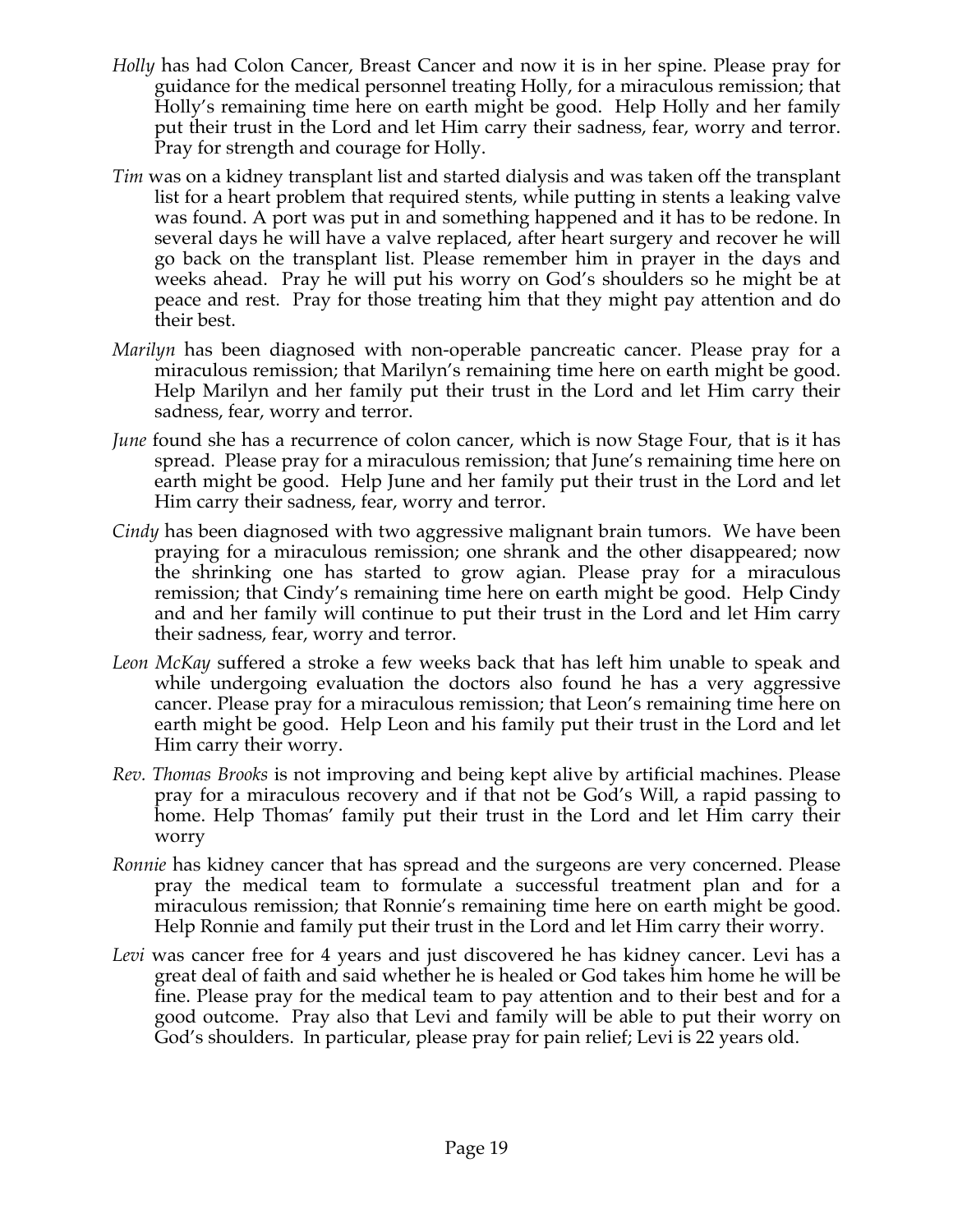- *Holly* has had Colon Cancer, Breast Cancer and now it is in her spine. Please pray for guidance for the medical personnel treating Holly, for a miraculous remission; that Holly's remaining time here on earth might be good. Help Holly and her family put their trust in the Lord and let Him carry their sadness, fear, worry and terror. Pray for strength and courage for Holly.
- *Tim* was on a kidney transplant list and started dialysis and was taken off the transplant list for a heart problem that required stents, while putting in stents a leaking valve was found. A port was put in and something happened and it has to be redone. In several days he will have a valve replaced, after heart surgery and recover he will go back on the transplant list. Please remember him in prayer in the days and weeks ahead. Pray he will put his worry on God's shoulders so he might be at peace and rest. Pray for those treating him that they might pay attention and do their best.
- *Marilyn* has been diagnosed with non-operable pancreatic cancer. Please pray for a miraculous remission; that Marilyn's remaining time here on earth might be good. Help Marilyn and her family put their trust in the Lord and let Him carry their sadness, fear, worry and terror.
- *June* found she has a recurrence of colon cancer, which is now Stage Four, that is it has spread. Please pray for a miraculous remission; that June's remaining time here on earth might be good. Help June and her family put their trust in the Lord and let Him carry their sadness, fear, worry and terror.
- *Cindy* has been diagnosed with two aggressive malignant brain tumors. We have been praying for a miraculous remission; one shrank and the other disappeared; now the shrinking one has started to grow agian. Please pray for a miraculous remission; that Cindy's remaining time here on earth might be good. Help Cindy and and her family will continue to put their trust in the Lord and let Him carry their sadness, fear, worry and terror.
- *Leon McKay* suffered a stroke a few weeks back that has left him unable to speak and while undergoing evaluation the doctors also found he has a very aggressive cancer. Please pray for a miraculous remission; that Leon's remaining time here on earth might be good. Help Leon and his family put their trust in the Lord and let Him carry their worry.
- *Rev. Thomas Brooks* is not improving and being kept alive by artificial machines. Please pray for a miraculous recovery and if that not be God's Will, a rapid passing to home. Help Thomas' family put their trust in the Lord and let Him carry their worry
- *Ronnie* has kidney cancer that has spread and the surgeons are very concerned. Please pray the medical team to formulate a successful treatment plan and for a miraculous remission; that Ronnie's remaining time here on earth might be good. Help Ronnie and family put their trust in the Lord and let Him carry their worry.
- *Levi* was cancer free for 4 years and just discovered he has kidney cancer. Levi has a great deal of faith and said whether he is healed or God takes him home he will be fine. Please pray for the medical team to pay attention and to their best and for a good outcome. Pray also that Levi and family will be able to put their worry on God's shoulders. In particular, please pray for pain relief; Levi is 22 years old.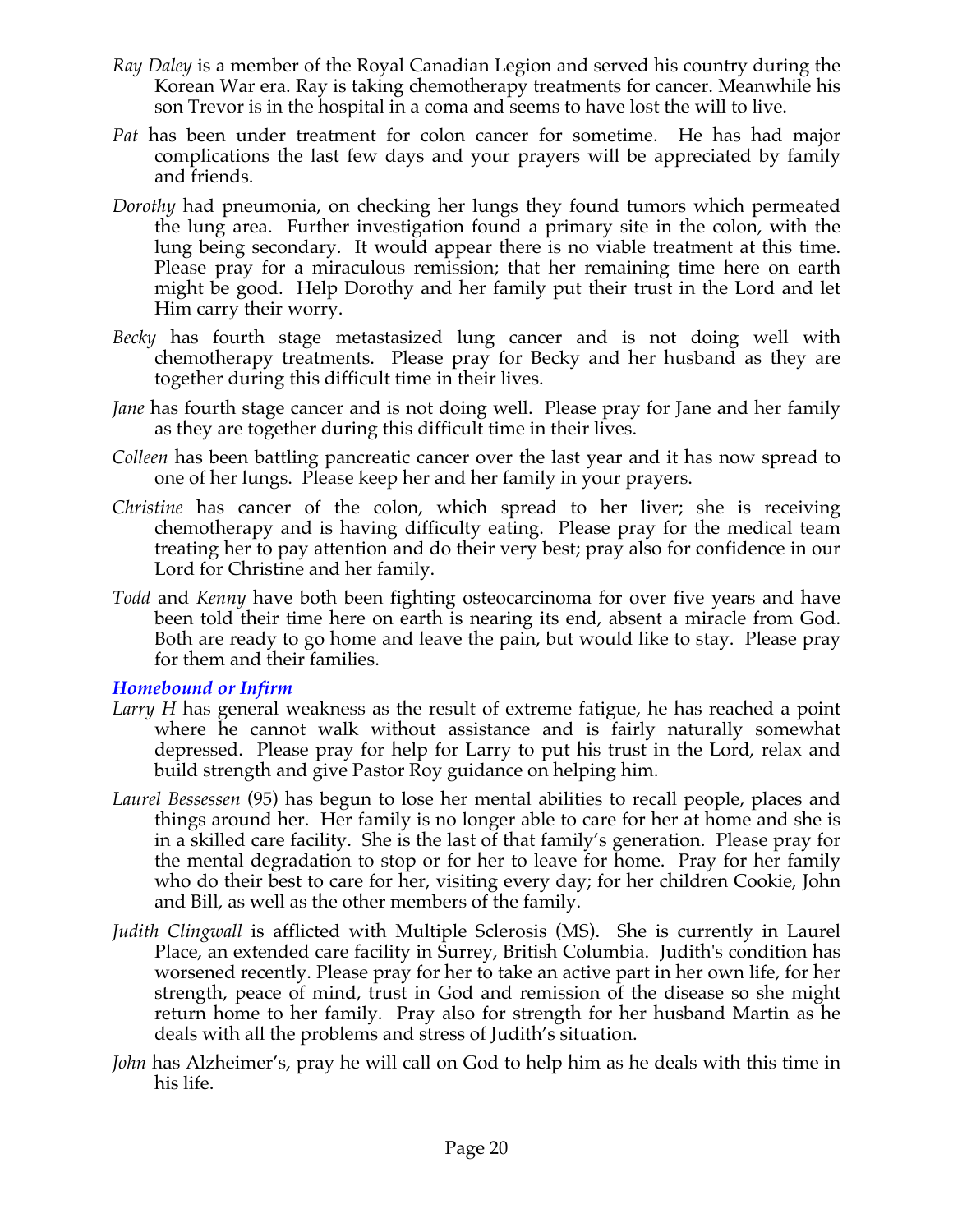*Ray Daley* is a member of the Royal Canadian Legion and served his country during the Korean War era. Ray is taking chemotherapy treatments for cancer. Meanwhile his son Trevor is in the hospital in a coma and seems to have lost the will to live.

*Pat* has been under treatment for colon cancer for sometime. He has had major complications the last few days and your prayers will be appreciated by family and friends.

*Dorothy* had pneumonia, on checking her lungs they found tumors which permeated the lung area. Further investigation found a primary site in the colon, with the lung being secondary. It would appear there is no viable treatment at this time. Please pray for a miraculous remission; that her remaining time here on earth might be good. Help Dorothy and her family put their trust in the Lord and let Him carry their worry.

*Becky* has fourth stage metastasized lung cancer and is not doing well with chemotherapy treatments. Please pray for Becky and her husband as they are together during this difficult time in their lives.

*Jane* has fourth stage cancer and is not doing well. Please pray for Jane and her family as they are together during this difficult time in their lives.

*Colleen* has been battling pancreatic cancer over the last year and it has now spread to one of her lungs. Please keep her and her family in your prayers.

*Christine* has cancer of the colon, which spread to her liver; she is receiving chemotherapy and is having difficulty eating. Please pray for the medical team treating her to pay attention and do their very best; pray also for confidence in our Lord for Christine and her family.

*Todd* and *Kenny* have both been fighting osteocarcinoma for over five years and have been told their time here on earth is nearing its end, absent a miracle from God. Both are ready to go home and leave the pain, but would like to stay. Please pray for them and their families.

### *Homebound or Infirm*

*Larry H* has general weakness as the result of extreme fatigue, he has reached a point where he cannot walk without assistance and is fairly naturally somewhat depressed. Please pray for help for Larry to put his trust in the Lord, relax and build strength and give Pastor Roy guidance on helping him.

*Laurel Bessessen* (95) has begun to lose her mental abilities to recall people, places and things around her. Her family is no longer able to care for her at home and she is in a skilled care facility. She is the last of that family's generation. Please pray for the mental degradation to stop or for her to leave for home. Pray for her family who do their best to care for her, visiting every day; for her children Cookie, John and Bill, as well as the other members of the family.

*Judith Clingwall* is afflicted with Multiple Sclerosis (MS). She is currently in Laurel Place, an extended care facility in Surrey, British Columbia. Judith's condition has worsened recently. Please pray for her to take an active part in her own life, for her strength, peace of mind, trust in God and remission of the disease so she might return home to her family. Pray also for strength for her husband Martin as he deals with all the problems and stress of Judith's situation.

*John* has Alzheimer's, pray he will call on God to help him as he deals with this time in his life.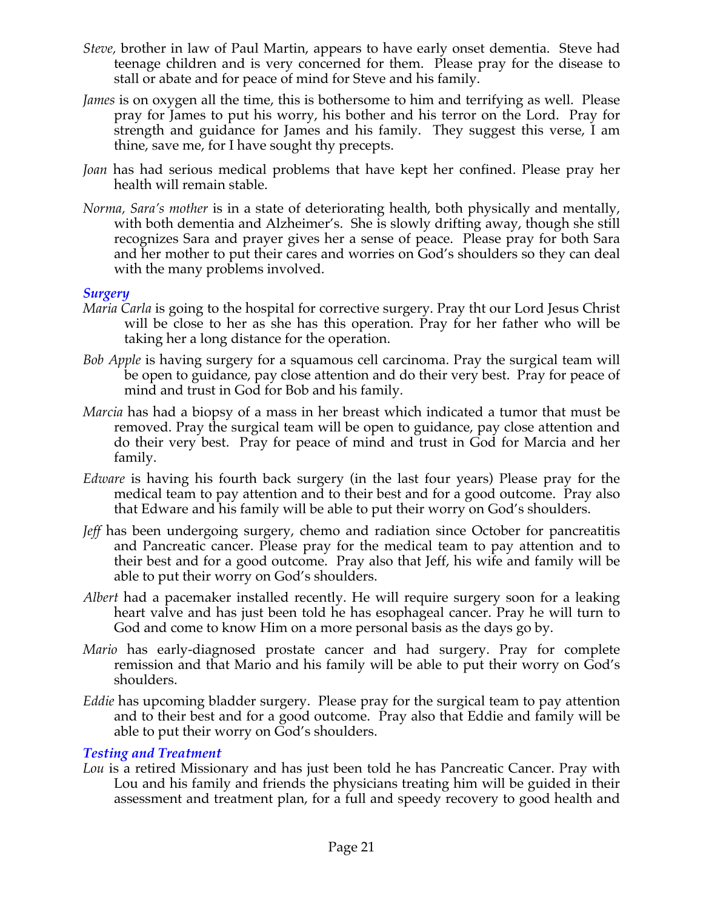*Steve,* brother in law of Paul Martin, appears to have early onset dementia. Steve had teenage children and is very concerned for them. Please pray for the disease to stall or abate and for peace of mind for Steve and his family.

*James* is on oxygen all the time, this is bothersome to him and terrifying as well. Please pray for James to put his worry, his bother and his terror on the Lord. Pray for strength and guidance for James and his family. They suggest this verse, I am thine, save me, for I have sought thy precepts.

*Joan* has had serious medical problems that have kept her confined. Please pray her health will remain stable.

*Norma, Sara's mother* is in a state of deteriorating health, both physically and mentally, with both dementia and Alzheimer's. She is slowly drifting away, though she still recognizes Sara and prayer gives her a sense of peace. Please pray for both Sara and her mother to put their cares and worries on God's shoulders so they can deal with the many problems involved.

***Surgery***

*Maria Carla* is going to the hospital for corrective surgery. Pray tht our Lord Jesus Christ will be close to her as she has this operation. Pray for her father who will be taking her a long distance for the operation.

*Bob Apple* is having surgery for a squamous cell carcinoma. Pray the surgical team will be open to guidance, pay close attention and do their very best. Pray for peace of mind and trust in God for Bob and his family.

*Marcia* has had a biopsy of a mass in her breast which indicated a tumor that must be removed. Pray the surgical team will be open to guidance, pay close attention and do their very best. Pray for peace of mind and trust in God for Marcia and her family.

*Edware* is having his fourth back surgery (in the last four years) Please pray for the medical team to pay attention and to their best and for a good outcome. Pray also that Edware and his family will be able to put their worry on God's shoulders.

*Jeff* has been undergoing surgery, chemo and radiation since October for pancreatitis and Pancreatic cancer. Please pray for the medical team to pay attention and to their best and for a good outcome. Pray also that Jeff, his wife and family will be able to put their worry on God's shoulders.

*Albert* had a pacemaker installed recently. He will require surgery soon for a leaking heart valve and has just been told he has esophageal cancer. Pray he will turn to God and come to know Him on a more personal basis as the days go by.

*Mario* has early-diagnosed prostate cancer and had surgery. Pray for complete remission and that Mario and his family will be able to put their worry on God's shoulders.

*Eddie* has upcoming bladder surgery. Please pray for the surgical team to pay attention and to their best and for a good outcome. Pray also that Eddie and family will be able to put their worry on God's shoulders.

***Testing and Treatment***

*Lou* is a retired Missionary and has just been told he has Pancreatic Cancer. Pray with Lou and his family and friends the physicians treating him will be guided in their assessment and treatment plan, for a full and speedy recovery to good health and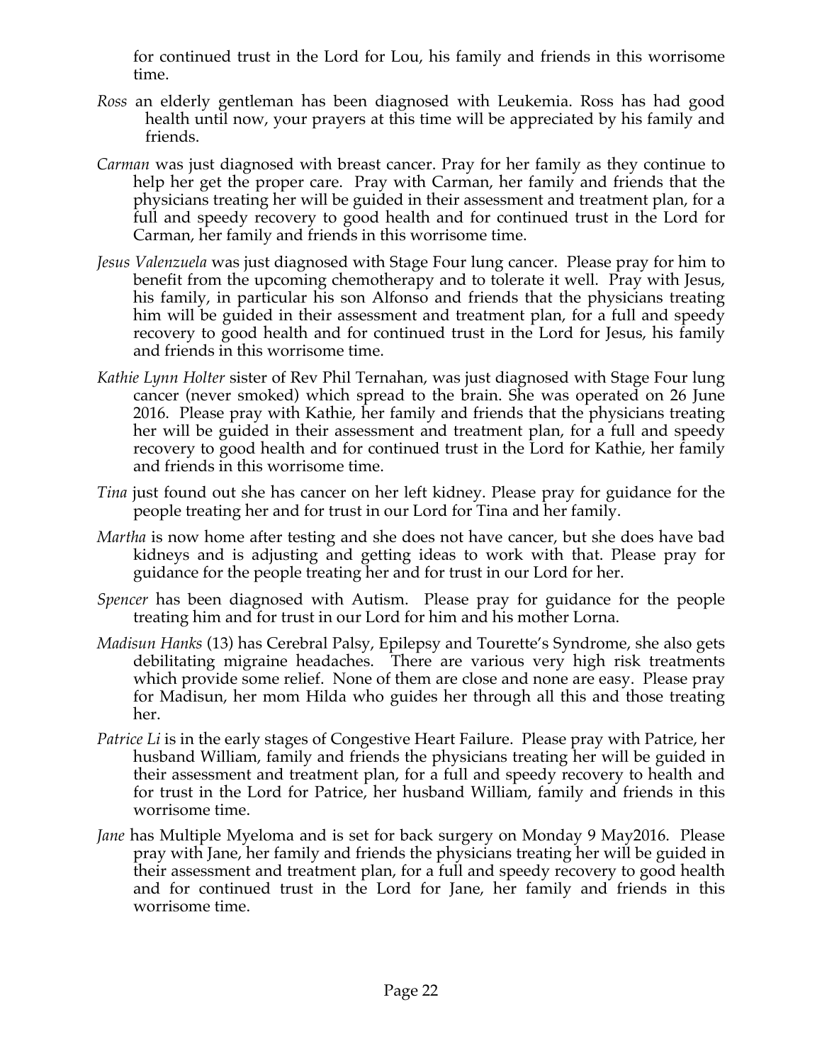for continued trust in the Lord for Lou, his family and friends in this worrisome time.

*Ross* an elderly gentleman has been diagnosed with Leukemia. Ross has had good health until now, your prayers at this time will be appreciated by his family and friends.

*Carman* was just diagnosed with breast cancer. Pray for her family as they continue to help her get the proper care. Pray with Carman, her family and friends that the physicians treating her will be guided in their assessment and treatment plan, for a full and speedy recovery to good health and for continued trust in the Lord for Carman, her family and friends in this worrisome time.

*Jesus Valenzuela* was just diagnosed with Stage Four lung cancer. Please pray for him to benefit from the upcoming chemotherapy and to tolerate it well. Pray with Jesus, his family, in particular his son Alfonso and friends that the physicians treating him will be guided in their assessment and treatment plan, for a full and speedy recovery to good health and for continued trust in the Lord for Jesus, his family and friends in this worrisome time.

*Kathie Lynn Holter* sister of Rev Phil Ternahan, was just diagnosed with Stage Four lung cancer (never smoked) which spread to the brain. She was operated on 26 June 2016. Please pray with Kathie, her family and friends that the physicians treating her will be guided in their assessment and treatment plan, for a full and speedy recovery to good health and for continued trust in the Lord for Kathie, her family and friends in this worrisome time.

*Tina* just found out she has cancer on her left kidney. Please pray for guidance for the people treating her and for trust in our Lord for Tina and her family.

*Martha* is now home after testing and she does not have cancer, but she does have bad kidneys and is adjusting and getting ideas to work with that. Please pray for guidance for the people treating her and for trust in our Lord for her.

*Spencer* has been diagnosed with Autism. Please pray for guidance for the people treating him and for trust in our Lord for him and his mother Lorna.

*Madisun Hanks* (13) has Cerebral Palsy, Epilepsy and Tourette's Syndrome, she also gets debilitating migraine headaches. There are various very high risk treatments which provide some relief. None of them are close and none are easy. Please pray for Madisun, her mom Hilda who guides her through all this and those treating her.

*Patrice Li* is in the early stages of Congestive Heart Failure. Please pray with Patrice, her husband William, family and friends the physicians treating her will be guided in their assessment and treatment plan, for a full and speedy recovery to health and for trust in the Lord for Patrice, her husband William, family and friends in this worrisome time.

*Jane* has Multiple Myeloma and is set for back surgery on Monday 9 May2016. Please pray with Jane, her family and friends the physicians treating her will be guided in their assessment and treatment plan, for a full and speedy recovery to good health and for continued trust in the Lord for Jane, her family and friends in this worrisome time.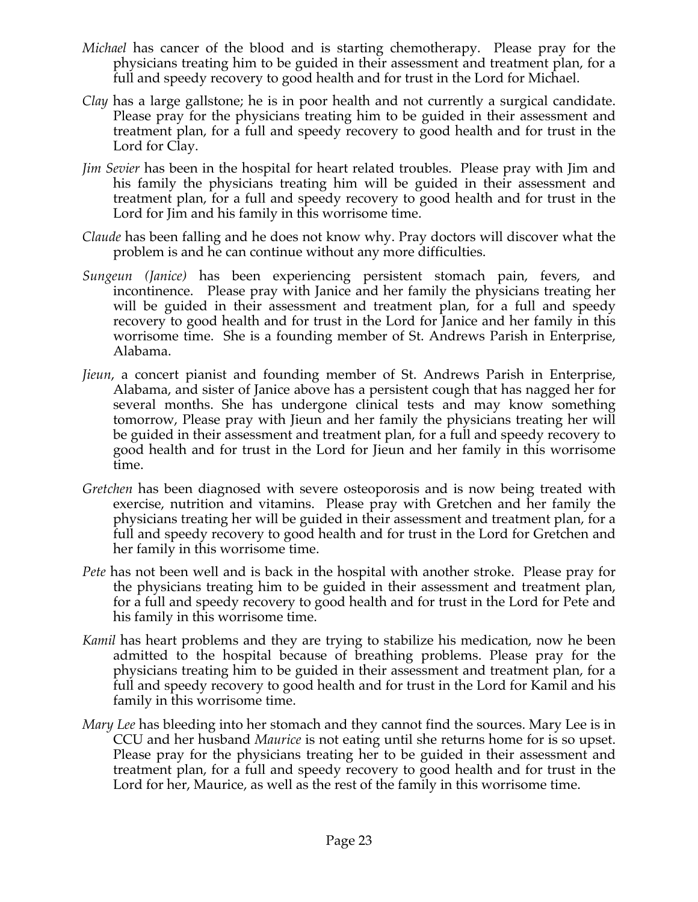*Michael* has cancer of the blood and is starting chemotherapy. Please pray for the physicians treating him to be guided in their assessment and treatment plan, for a full and speedy recovery to good health and for trust in the Lord for Michael.

*Clay* has a large gallstone; he is in poor health and not currently a surgical candidate. Please pray for the physicians treating him to be guided in their assessment and treatment plan, for a full and speedy recovery to good health and for trust in the Lord for Clay.

*Jim Sevier* has been in the hospital for heart related troubles. Please pray with Jim and his family the physicians treating him will be guided in their assessment and treatment plan, for a full and speedy recovery to good health and for trust in the Lord for Jim and his family in this worrisome time.

*Claude* has been falling and he does not know why. Pray doctors will discover what the problem is and he can continue without any more difficulties.

*Sungeun (Janice)* has been experiencing persistent stomach pain, fevers, and incontinence. Please pray with Janice and her family the physicians treating her will be guided in their assessment and treatment plan, for a full and speedy recovery to good health and for trust in the Lord for Janice and her family in this worrisome time. She is a founding member of St. Andrews Parish in Enterprise, Alabama.

*Jieun*, a concert pianist and founding member of St. Andrews Parish in Enterprise, Alabama, and sister of Janice above has a persistent cough that has nagged her for several months. She has undergone clinical tests and may know something tomorrow, Please pray with Jieun and her family the physicians treating her will be guided in their assessment and treatment plan, for a full and speedy recovery to good health and for trust in the Lord for Jieun and her family in this worrisome time.

*Gretchen* has been diagnosed with severe osteoporosis and is now being treated with exercise, nutrition and vitamins. Please pray with Gretchen and her family the physicians treating her will be guided in their assessment and treatment plan, for a full and speedy recovery to good health and for trust in the Lord for Gretchen and her family in this worrisome time.

*Pete* has not been well and is back in the hospital with another stroke. Please pray for the physicians treating him to be guided in their assessment and treatment plan, for a full and speedy recovery to good health and for trust in the Lord for Pete and his family in this worrisome time.

*Kamil* has heart problems and they are trying to stabilize his medication, now he been admitted to the hospital because of breathing problems. Please pray for the physicians treating him to be guided in their assessment and treatment plan, for a full and speedy recovery to good health and for trust in the Lord for Kamil and his family in this worrisome time.

*Mary Lee* has bleeding into her stomach and they cannot find the sources. Mary Lee is in CCU and her husband *Maurice* is not eating until she returns home for is so upset. Please pray for the physicians treating her to be guided in their assessment and treatment plan, for a full and speedy recovery to good health and for trust in the Lord for her, Maurice, as well as the rest of the family in this worrisome time.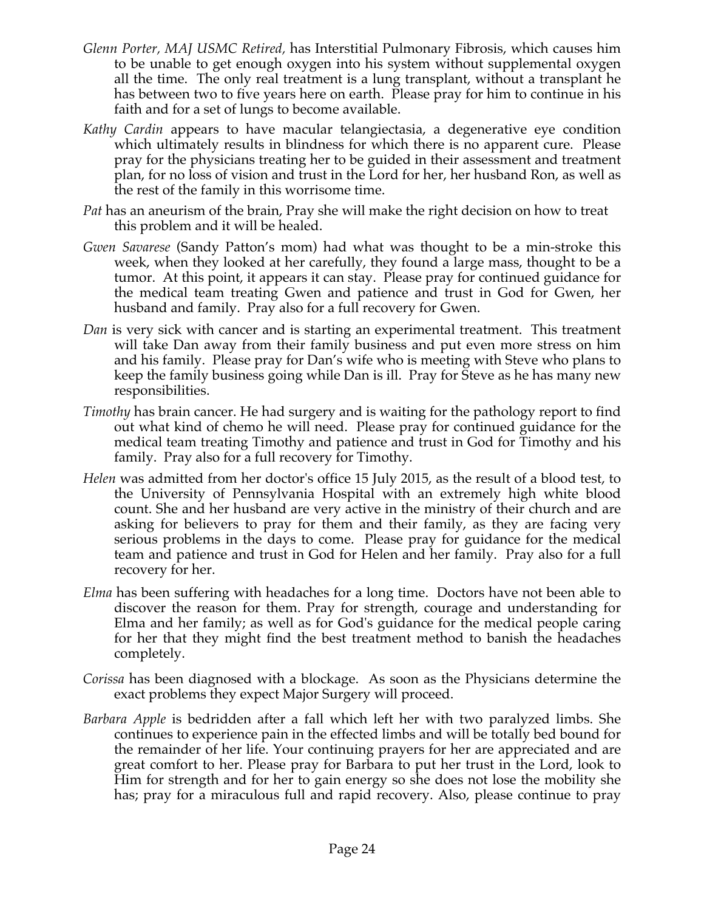*Glenn Porter, MAJ USMC Retired,* has Interstitial Pulmonary Fibrosis, which causes him to be unable to get enough oxygen into his system without supplemental oxygen all the time. The only real treatment is a lung transplant, without a transplant he has between two to five years here on earth. Please pray for him to continue in his faith and for a set of lungs to become available.

*Kathy Cardin* appears to have macular telangiectasia, a degenerative eye condition which ultimately results in blindness for which there is no apparent cure. Please pray for the physicians treating her to be guided in their assessment and treatment plan, for no loss of vision and trust in the Lord for her, her husband Ron, as well as the rest of the family in this worrisome time.

*Pat* has an aneurism of the brain, Pray she will make the right decision on how to treat this problem and it will be healed.

*Gwen Savarese* (Sandy Patton's mom) had what was thought to be a min-stroke this week, when they looked at her carefully, they found a large mass, thought to be a tumor. At this point, it appears it can stay. Please pray for continued guidance for the medical team treating Gwen and patience and trust in God for Gwen, her husband and family. Pray also for a full recovery for Gwen.

*Dan* is very sick with cancer and is starting an experimental treatment. This treatment will take Dan away from their family business and put even more stress on him and his family. Please pray for Dan's wife who is meeting with Steve who plans to keep the family business going while Dan is ill. Pray for Steve as he has many new responsibilities.

*Timothy* has brain cancer. He had surgery and is waiting for the pathology report to find out what kind of chemo he will need. Please pray for continued guidance for the medical team treating Timothy and patience and trust in God for Timothy and his family. Pray also for a full recovery for Timothy.

*Helen* was admitted from her doctor's office 15 July 2015, as the result of a blood test, to the University of Pennsylvania Hospital with an extremely high white blood count. She and her husband are very active in the ministry of their church and are asking for believers to pray for them and their family, as they are facing very serious problems in the days to come. Please pray for guidance for the medical team and patience and trust in God for Helen and her family. Pray also for a full recovery for her.

*Elma* has been suffering with headaches for a long time. Doctors have not been able to discover the reason for them. Pray for strength, courage and understanding for Elma and her family; as well as for God's guidance for the medical people caring for her that they might find the best treatment method to banish the headaches completely.

*Corissa* has been diagnosed with a blockage. As soon as the Physicians determine the exact problems they expect Major Surgery will proceed.

*Barbara Apple* is bedridden after a fall which left her with two paralyzed limbs. She continues to experience pain in the effected limbs and will be totally bed bound for the remainder of her life. Your continuing prayers for her are appreciated and are great comfort to her. Please pray for Barbara to put her trust in the Lord, look to Him for strength and for her to gain energy so she does not lose the mobility she has; pray for a miraculous full and rapid recovery. Also, please continue to pray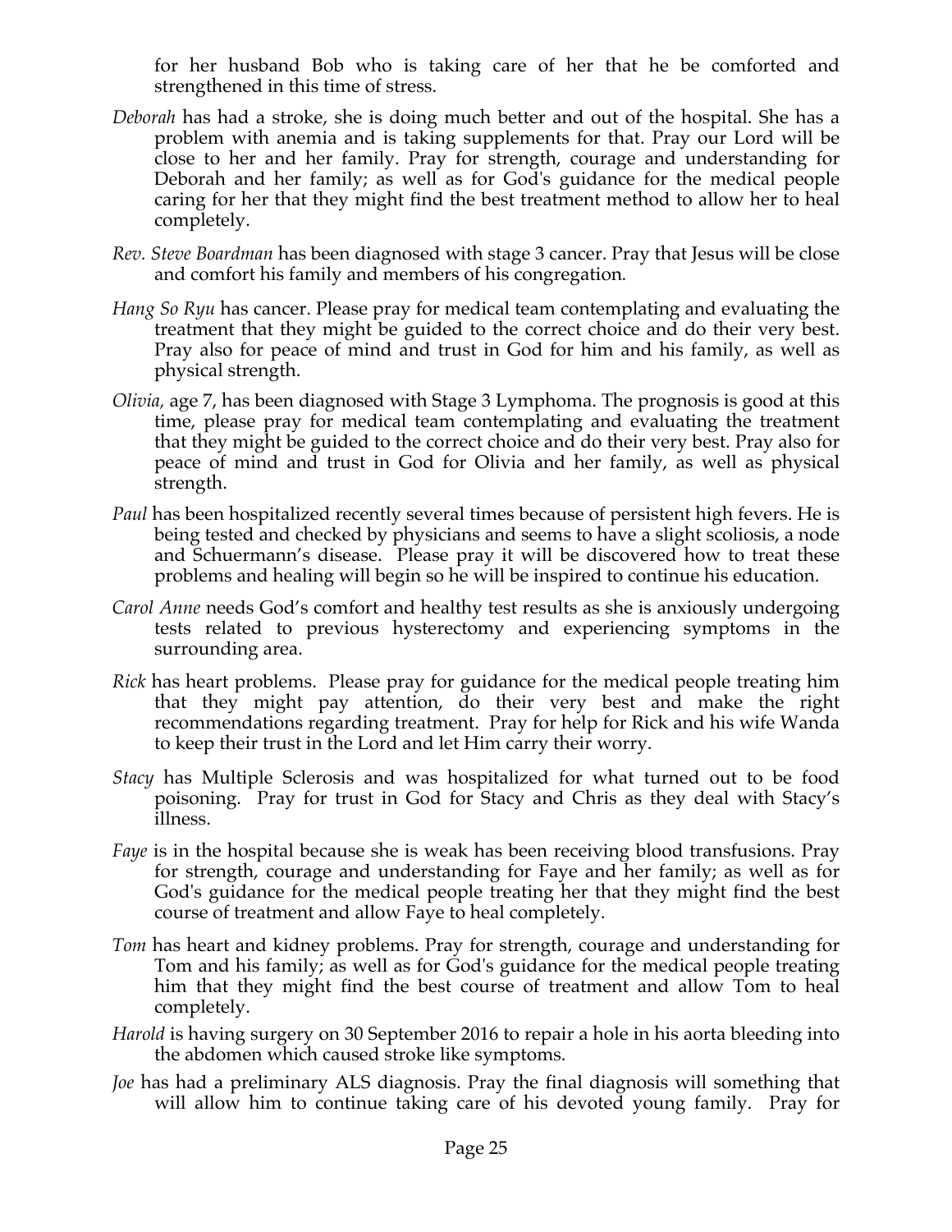for her husband Bob who is taking care of her that he be comforted and strengthened in this time of stress.

*Deborah* has had a stroke, she is doing much better and out of the hospital. She has a problem with anemia and is taking supplements for that. Pray our Lord will be close to her and her family. Pray for strength, courage and understanding for Deborah and her family; as well as for God's guidance for the medical people caring for her that they might find the best treatment method to allow her to heal completely.

*Rev. Steve Boardman* has been diagnosed with stage 3 cancer. Pray that Jesus will be close and comfort his family and members of his congregation.

*Hang So Ryu* has cancer. Please pray for medical team contemplating and evaluating the treatment that they might be guided to the correct choice and do their very best. Pray also for peace of mind and trust in God for him and his family, as well as physical strength.

*Olivia,* age 7, has been diagnosed with Stage 3 Lymphoma. The prognosis is good at this time, please pray for medical team contemplating and evaluating the treatment that they might be guided to the correct choice and do their very best. Pray also for peace of mind and trust in God for Olivia and her family, as well as physical strength.

*Paul* has been hospitalized recently several times because of persistent high fevers. He is being tested and checked by physicians and seems to have a slight scoliosis, a node and Schuermann's disease. Please pray it will be discovered how to treat these problems and healing will begin so he will be inspired to continue his education.

*Carol Anne* needs God's comfort and healthy test results as she is anxiously undergoing tests related to previous hysterectomy and experiencing symptoms in the surrounding area.

*Rick* has heart problems. Please pray for guidance for the medical people treating him that they might pay attention, do their very best and make the right recommendations regarding treatment. Pray for help for Rick and his wife Wanda to keep their trust in the Lord and let Him carry their worry.

*Stacy* has Multiple Sclerosis and was hospitalized for what turned out to be food poisoning. Pray for trust in God for Stacy and Chris as they deal with Stacy's illness.

*Faye* is in the hospital because she is weak has been receiving blood transfusions. Pray for strength, courage and understanding for Faye and her family; as well as for God's guidance for the medical people treating her that they might find the best course of treatment and allow Faye to heal completely.

*Tom* has heart and kidney problems. Pray for strength, courage and understanding for Tom and his family; as well as for God's guidance for the medical people treating him that they might find the best course of treatment and allow Tom to heal completely.

*Harold* is having surgery on 30 September 2016 to repair a hole in his aorta bleeding into the abdomen which caused stroke like symptoms.

*Joe* has had a preliminary ALS diagnosis. Pray the final diagnosis will something that will allow him to continue taking care of his devoted young family. Pray for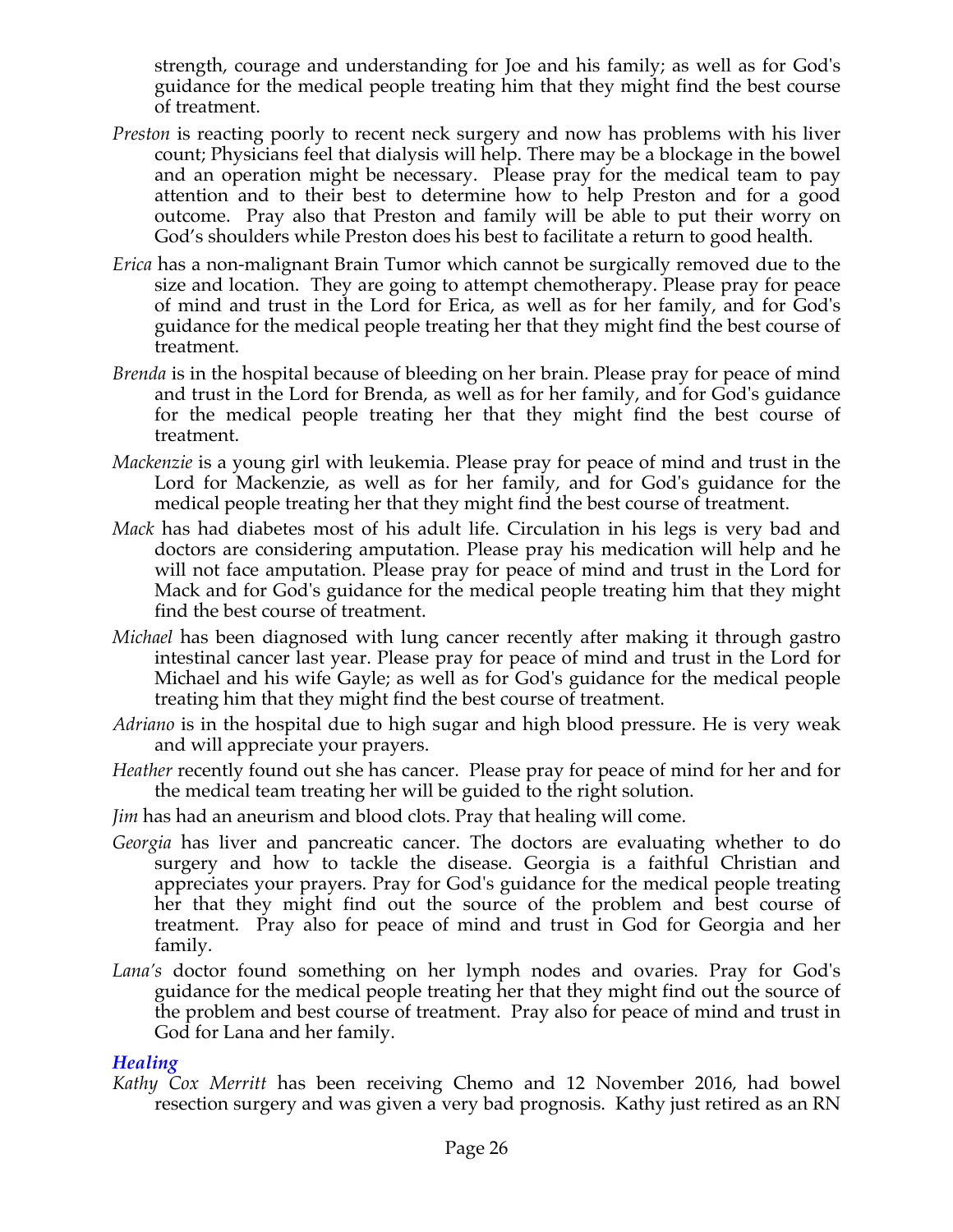strength, courage and understanding for Joe and his family; as well as for God's guidance for the medical people treating him that they might find the best course of treatment.

*Preston* is reacting poorly to recent neck surgery and now has problems with his liver count; Physicians feel that dialysis will help. There may be a blockage in the bowel and an operation might be necessary. Please pray for the medical team to pay attention and to their best to determine how to help Preston and for a good outcome. Pray also that Preston and family will be able to put their worry on God's shoulders while Preston does his best to facilitate a return to good health.

*Erica* has a non-malignant Brain Tumor which cannot be surgically removed due to the size and location. They are going to attempt chemotherapy. Please pray for peace of mind and trust in the Lord for Erica, as well as for her family, and for God's guidance for the medical people treating her that they might find the best course of treatment.

*Brenda* is in the hospital because of bleeding on her brain. Please pray for peace of mind and trust in the Lord for Brenda, as well as for her family, and for God's guidance for the medical people treating her that they might find the best course of treatment.

*Mackenzie* is a young girl with leukemia. Please pray for peace of mind and trust in the Lord for Mackenzie, as well as for her family, and for God's guidance for the medical people treating her that they might find the best course of treatment.

*Mack* has had diabetes most of his adult life. Circulation in his legs is very bad and doctors are considering amputation. Please pray his medication will help and he will not face amputation. Please pray for peace of mind and trust in the Lord for Mack and for God's guidance for the medical people treating him that they might find the best course of treatment.

*Michael* has been diagnosed with lung cancer recently after making it through gastro intestinal cancer last year. Please pray for peace of mind and trust in the Lord for Michael and his wife Gayle; as well as for God's guidance for the medical people treating him that they might find the best course of treatment.

*Adriano* is in the hospital due to high sugar and high blood pressure. He is very weak and will appreciate your prayers.

*Heather* recently found out she has cancer. Please pray for peace of mind for her and for the medical team treating her will be guided to the right solution.

*Jim* has had an aneurism and blood clots. Pray that healing will come.

*Georgia* has liver and pancreatic cancer. The doctors are evaluating whether to do surgery and how to tackle the disease. Georgia is a faithful Christian and appreciates your prayers. Pray for God's guidance for the medical people treating her that they might find out the source of the problem and best course of treatment. Pray also for peace of mind and trust in God for Georgia and her family.

*Lana's* doctor found something on her lymph nodes and ovaries. Pray for God's guidance for the medical people treating her that they might find out the source of the problem and best course of treatment. Pray also for peace of mind and trust in God for Lana and her family.

### *Healing*

*Kathy Cox Merritt* has been receiving Chemo and 12 November 2016, had bowel resection surgery and was given a very bad prognosis. Kathy just retired as an RN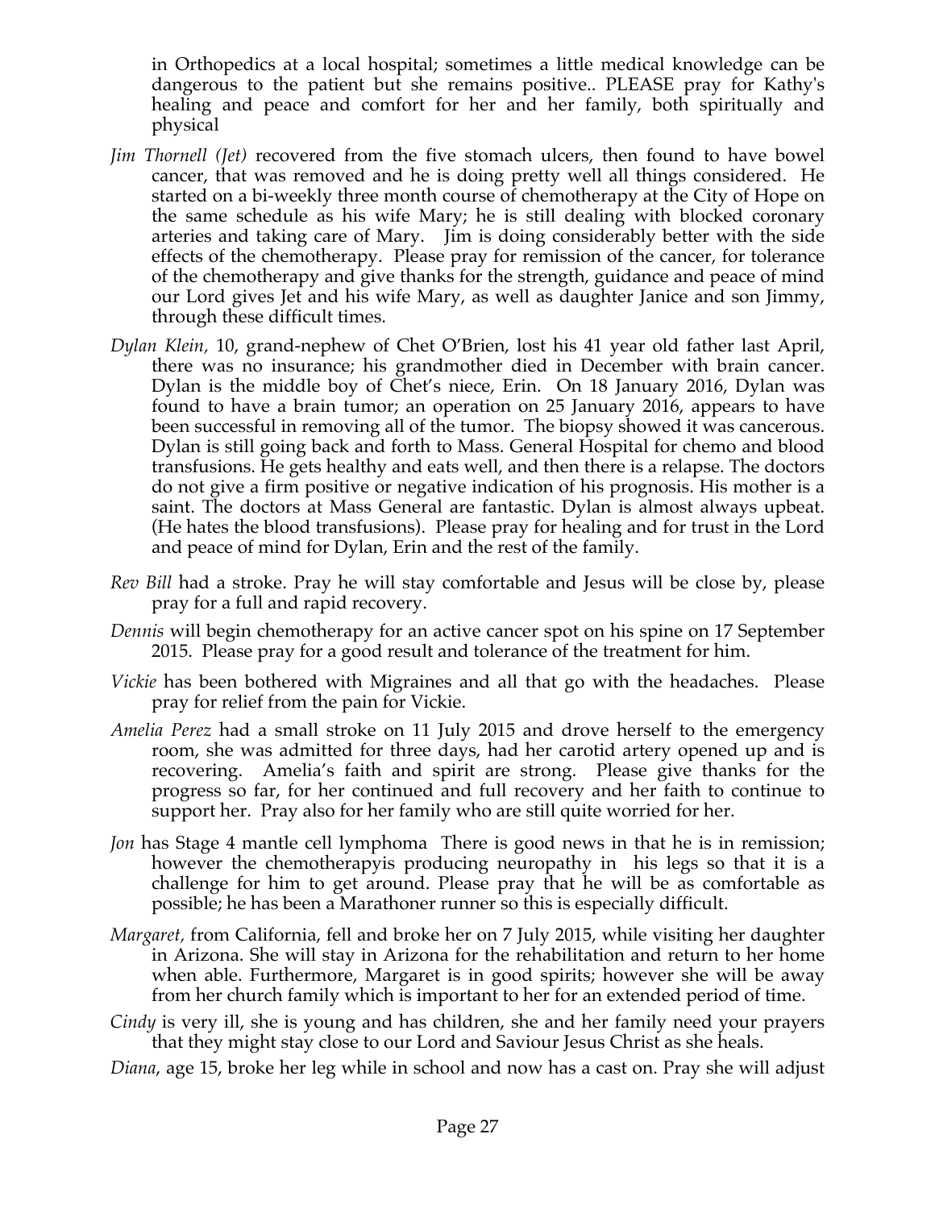in Orthopedics at a local hospital; sometimes a little medical knowledge can be dangerous to the patient but she remains positive.. PLEASE pray for Kathy's healing and peace and comfort for her and her family, both spiritually and physical

*Jim Thornell (Jet)* recovered from the five stomach ulcers, then found to have bowel cancer, that was removed and he is doing pretty well all things considered. He started on a bi-weekly three month course of chemotherapy at the City of Hope on the same schedule as his wife Mary; he is still dealing with blocked coronary arteries and taking care of Mary. Jim is doing considerably better with the side effects of the chemotherapy. Please pray for remission of the cancer, for tolerance of the chemotherapy and give thanks for the strength, guidance and peace of mind our Lord gives Jet and his wife Mary, as well as daughter Janice and son Jimmy, through these difficult times.

*Dylan Klein*, 10, grand-nephew of Chet O'Brien, lost his 41 year old father last April, there was no insurance; his grandmother died in December with brain cancer. Dylan is the middle boy of Chet's niece, Erin. On 18 January 2016, Dylan was found to have a brain tumor; an operation on 25 January 2016, appears to have been successful in removing all of the tumor. The biopsy showed it was cancerous. Dylan is still going back and forth to Mass. General Hospital for chemo and blood transfusions. He gets healthy and eats well, and then there is a relapse. The doctors do not give a firm positive or negative indication of his prognosis. His mother is a saint. The doctors at Mass General are fantastic. Dylan is almost always upbeat. (He hates the blood transfusions). Please pray for healing and for trust in the Lord and peace of mind for Dylan, Erin and the rest of the family.

*Rev Bill* had a stroke. Pray he will stay comfortable and Jesus will be close by, please pray for a full and rapid recovery.

*Dennis* will begin chemotherapy for an active cancer spot on his spine on 17 September 2015. Please pray for a good result and tolerance of the treatment for him.

*Vickie* has been bothered with Migraines and all that go with the headaches. Please pray for relief from the pain for Vickie.

*Amelia Perez* had a small stroke on 11 July 2015 and drove herself to the emergency room, she was admitted for three days, had her carotid artery opened up and is recovering. Amelia's faith and spirit are strong. Please give thanks for the progress so far, for her continued and full recovery and her faith to continue to support her. Pray also for her family who are still quite worried for her.

*Jon* has Stage 4 mantle cell lymphoma There is good news in that he is in remission; however the chemotherapyis producing neuropathy in his legs so that it is a challenge for him to get around. Please pray that he will be as comfortable as possible; he has been a Marathoner runner so this is especially difficult.

*Margaret,* from California, fell and broke her on 7 July 2015, while visiting her daughter in Arizona. She will stay in Arizona for the rehabilitation and return to her home when able. Furthermore, Margaret is in good spirits; however she will be away from her church family which is important to her for an extended period of time.

*Cindy* is very ill, she is young and has children, she and her family need your prayers that they might stay close to our Lord and Saviour Jesus Christ as she heals.

*Diana*, age 15, broke her leg while in school and now has a cast on. Pray she will adjust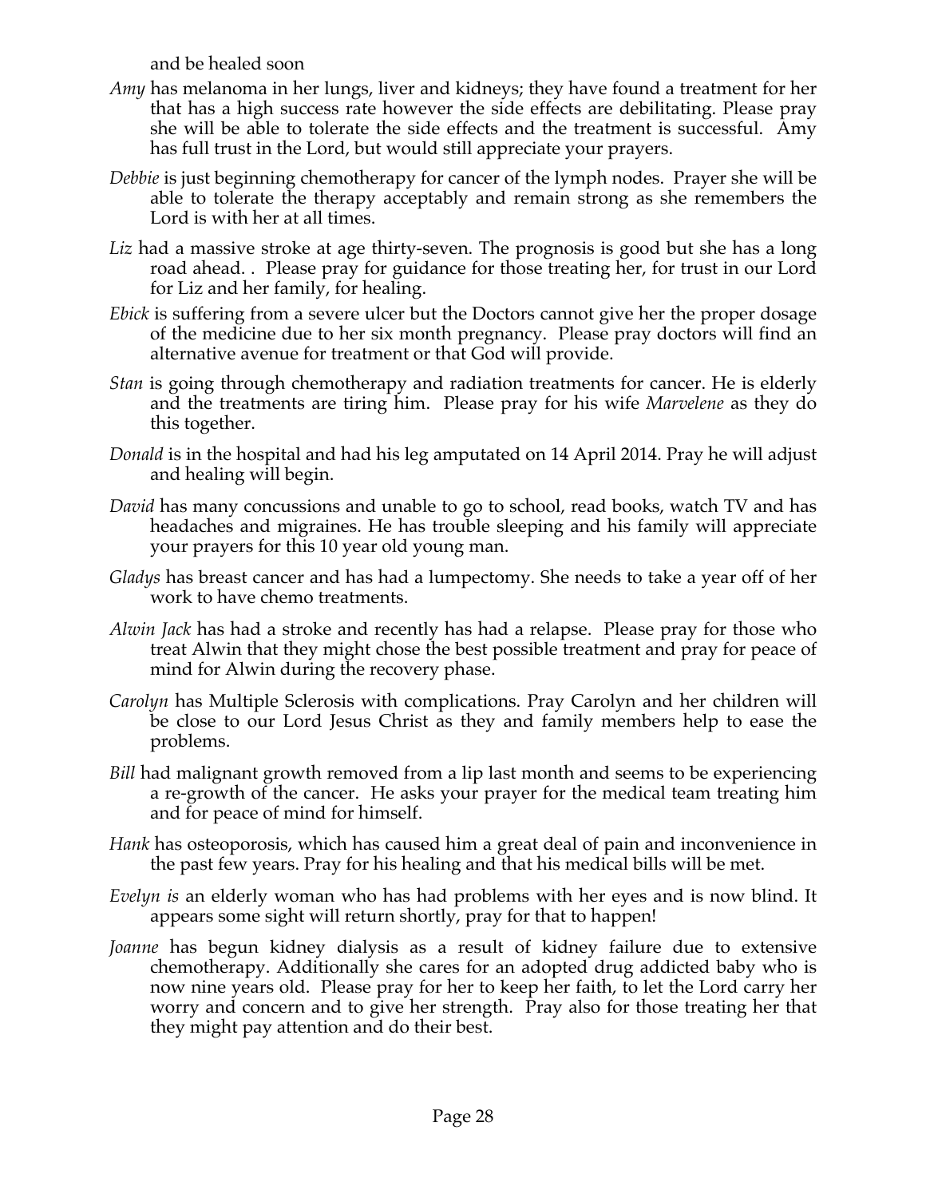and be healed soon

*Amy* has melanoma in her lungs, liver and kidneys; they have found a treatment for her that has a high success rate however the side effects are debilitating. Please pray she will be able to tolerate the side effects and the treatment is successful. Amy has full trust in the Lord, but would still appreciate your prayers.

*Debbie* is just beginning chemotherapy for cancer of the lymph nodes. Prayer she will be able to tolerate the therapy acceptably and remain strong as she remembers the Lord is with her at all times.

*Liz* had a massive stroke at age thirty-seven. The prognosis is good but she has a long road ahead. . Please pray for guidance for those treating her, for trust in our Lord for Liz and her family, for healing.

*Ebick* is suffering from a severe ulcer but the Doctors cannot give her the proper dosage of the medicine due to her six month pregnancy. Please pray doctors will find an alternative avenue for treatment or that God will provide.

*Stan* is going through chemotherapy and radiation treatments for cancer. He is elderly and the treatments are tiring him. Please pray for his wife *Marvelene* as they do this together.

*Donald* is in the hospital and had his leg amputated on 14 April 2014. Pray he will adjust and healing will begin.

*David* has many concussions and unable to go to school, read books, watch TV and has headaches and migraines. He has trouble sleeping and his family will appreciate your prayers for this 10 year old young man.

*Gladys* has breast cancer and has had a lumpectomy. She needs to take a year off of her work to have chemo treatments.

*Alwin Jack* has had a stroke and recently has had a relapse. Please pray for those who treat Alwin that they might chose the best possible treatment and pray for peace of mind for Alwin during the recovery phase.

*Carolyn* has Multiple Sclerosis with complications. Pray Carolyn and her children will be close to our Lord Jesus Christ as they and family members help to ease the problems.

*Bill* had malignant growth removed from a lip last month and seems to be experiencing a re-growth of the cancer. He asks your prayer for the medical team treating him and for peace of mind for himself.

*Hank* has osteoporosis, which has caused him a great deal of pain and inconvenience in the past few years. Pray for his healing and that his medical bills will be met.

*Evelyn is* an elderly woman who has had problems with her eyes and is now blind. It appears some sight will return shortly, pray for that to happen!

*Joanne* has begun kidney dialysis as a result of kidney failure due to extensive chemotherapy. Additionally she cares for an adopted drug addicted baby who is now nine years old. Please pray for her to keep her faith, to let the Lord carry her worry and concern and to give her strength. Pray also for those treating her that they might pay attention and do their best.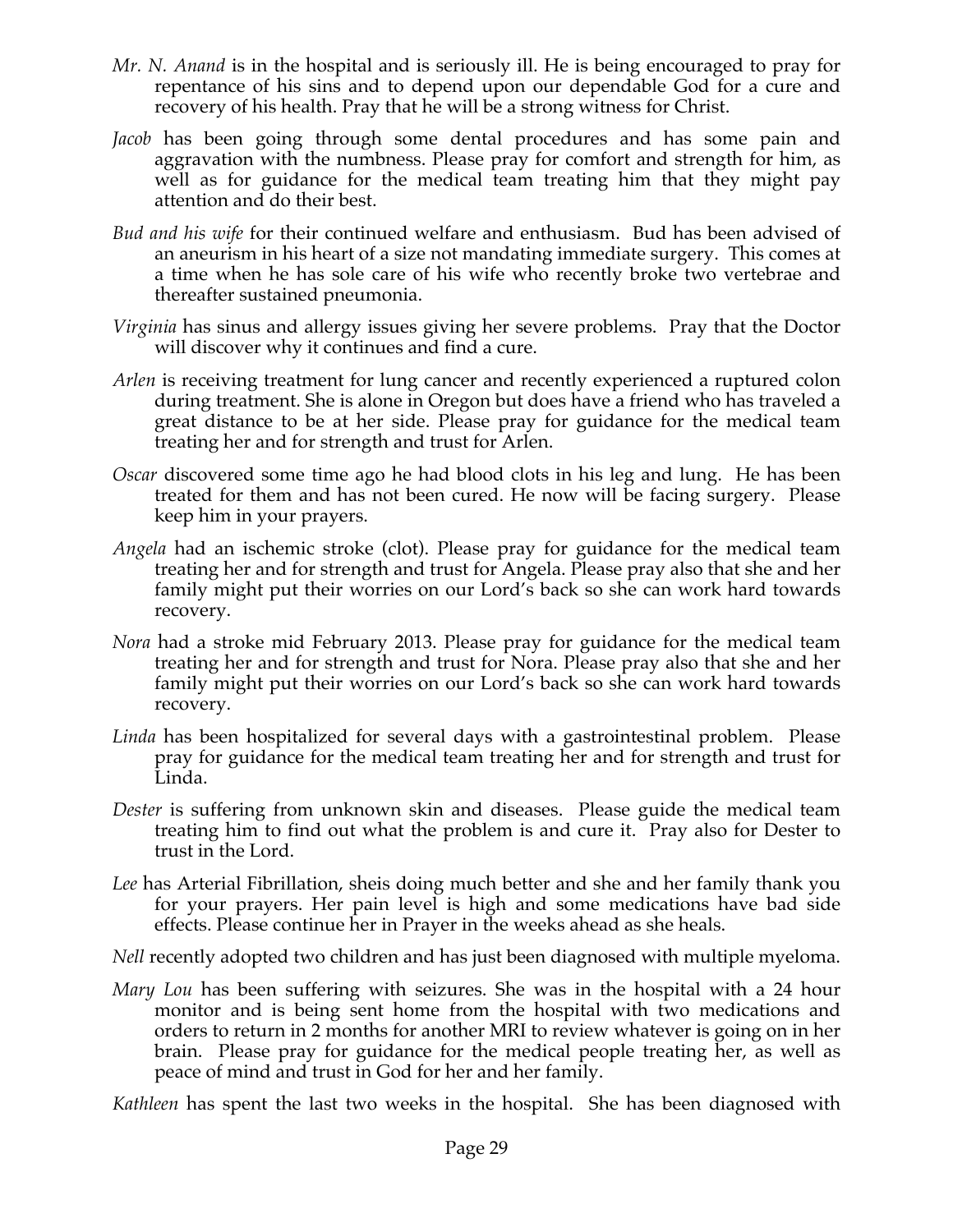*Mr. N. Anand* is in the hospital and is seriously ill. He is being encouraged to pray for repentance of his sins and to depend upon our dependable God for a cure and recovery of his health. Pray that he will be a strong witness for Christ.

*Jacob* has been going through some dental procedures and has some pain and aggravation with the numbness. Please pray for comfort and strength for him, as well as for guidance for the medical team treating him that they might pay attention and do their best.

*Bud and his wife* for their continued welfare and enthusiasm. Bud has been advised of an aneurism in his heart of a size not mandating immediate surgery. This comes at a time when he has sole care of his wife who recently broke two vertebrae and thereafter sustained pneumonia.

*Virginia* has sinus and allergy issues giving her severe problems. Pray that the Doctor will discover why it continues and find a cure.

*Arlen* is receiving treatment for lung cancer and recently experienced a ruptured colon during treatment. She is alone in Oregon but does have a friend who has traveled a great distance to be at her side. Please pray for guidance for the medical team treating her and for strength and trust for Arlen.

*Oscar* discovered some time ago he had blood clots in his leg and lung. He has been treated for them and has not been cured. He now will be facing surgery. Please keep him in your prayers.

*Angela* had an ischemic stroke (clot). Please pray for guidance for the medical team treating her and for strength and trust for Angela. Please pray also that she and her family might put their worries on our Lord's back so she can work hard towards recovery.

*Nora* had a stroke mid February 2013. Please pray for guidance for the medical team treating her and for strength and trust for Nora. Please pray also that she and her family might put their worries on our Lord's back so she can work hard towards recovery.

*Linda* has been hospitalized for several days with a gastrointestinal problem. Please pray for guidance for the medical team treating her and for strength and trust for Linda.

*Dester* is suffering from unknown skin and diseases. Please guide the medical team treating him to find out what the problem is and cure it. Pray also for Dester to trust in the Lord.

*Lee* has Arterial Fibrillation, sheis doing much better and she and her family thank you for your prayers. Her pain level is high and some medications have bad side effects. Please continue her in Prayer in the weeks ahead as she heals.

*Nell* recently adopted two children and has just been diagnosed with multiple myeloma.

*Mary Lou* has been suffering with seizures. She was in the hospital with a 24 hour monitor and is being sent home from the hospital with two medications and orders to return in 2 months for another MRI to review whatever is going on in her brain. Please pray for guidance for the medical people treating her, as well as peace of mind and trust in God for her and her family.

*Kathleen* has spent the last two weeks in the hospital. She has been diagnosed with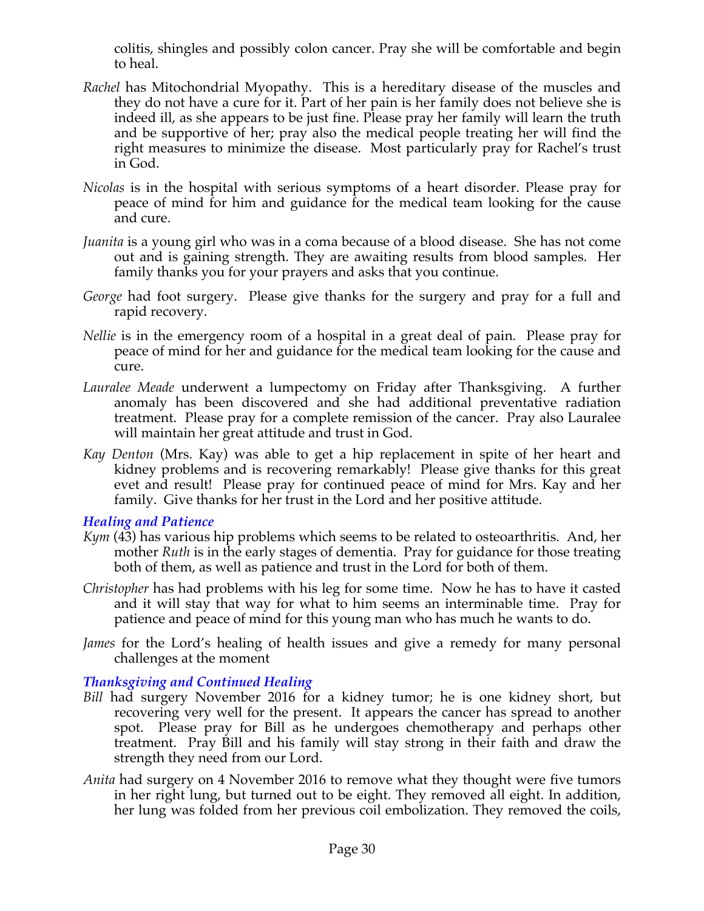colitis, shingles and possibly colon cancer. Pray she will be comfortable and begin to heal.

*Rachel* has Mitochondrial Myopathy.  This is a hereditary disease of the muscles and they do not have a cure for it. Part of her pain is her family does not believe she is indeed ill, as she appears to be just fine. Please pray her family will learn the truth and be supportive of her; pray also the medical people treating her will find the right measures to minimize the disease.  Most particularly pray for Rachel's trust in God.

*Nicolas* is in the hospital with serious symptoms of a heart disorder. Please pray for peace of mind for him and guidance for the medical team looking for the cause and cure.

*Juanita* is a young girl who was in a coma because of a blood disease.  She has not come out and is gaining strength. They are awaiting results from blood samples.  Her family thanks you for your prayers and asks that you continue.

*George* had foot surgery.  Please give thanks for the surgery and pray for a full and rapid recovery.

*Nellie* is in the emergency room of a hospital in a great deal of pain.  Please pray for peace of mind for her and guidance for the medical team looking for the cause and cure.

*Lauralee Meade* underwent a lumpectomy on Friday after Thanksgiving.  A further anomaly has been discovered and she had additional preventative radiation treatment.  Please pray for a complete remission of the cancer.  Pray also Lauralee will maintain her great attitude and trust in God.

*Kay Denton* (Mrs. Kay) was able to get a hip replacement in spite of her heart and kidney problems and is recovering remarkably!  Please give thanks for this great evet and result!  Please pray for continued peace of mind for Mrs. Kay and her family.  Give thanks for her trust in the Lord and her positive attitude.

### *Healing and Patience*

*Kym* (43) has various hip problems which seems to be related to osteoarthritis.  And, her mother *Ruth* is in the early stages of dementia.  Pray for guidance for those treating both of them, as well as patience and trust in the Lord for both of them.

*Christopher* has had problems with his leg for some time.  Now he has to have it casted and it will stay that way for what to him seems an interminable time.  Pray for patience and peace of mind for this young man who has much he wants to do.

*James* for the Lord's healing of health issues and give a remedy for many personal challenges at the moment

### *Thanksgiving and Continued Healing*

*Bill* had surgery November 2016 for a kidney tumor; he is one kidney short, but recovering very well for the present.  It appears the cancer has spread to another spot.  Please pray for Bill as he undergoes chemotherapy and perhaps other treatment.  Pray Bill and his family will stay strong in their faith and draw the strength they need from our Lord.

*Anita* had surgery on 4 November 2016 to remove what they thought were five tumors in her right lung, but turned out to be eight. They removed all eight. In addition, her lung was folded from her previous coil embolization. They removed the coils,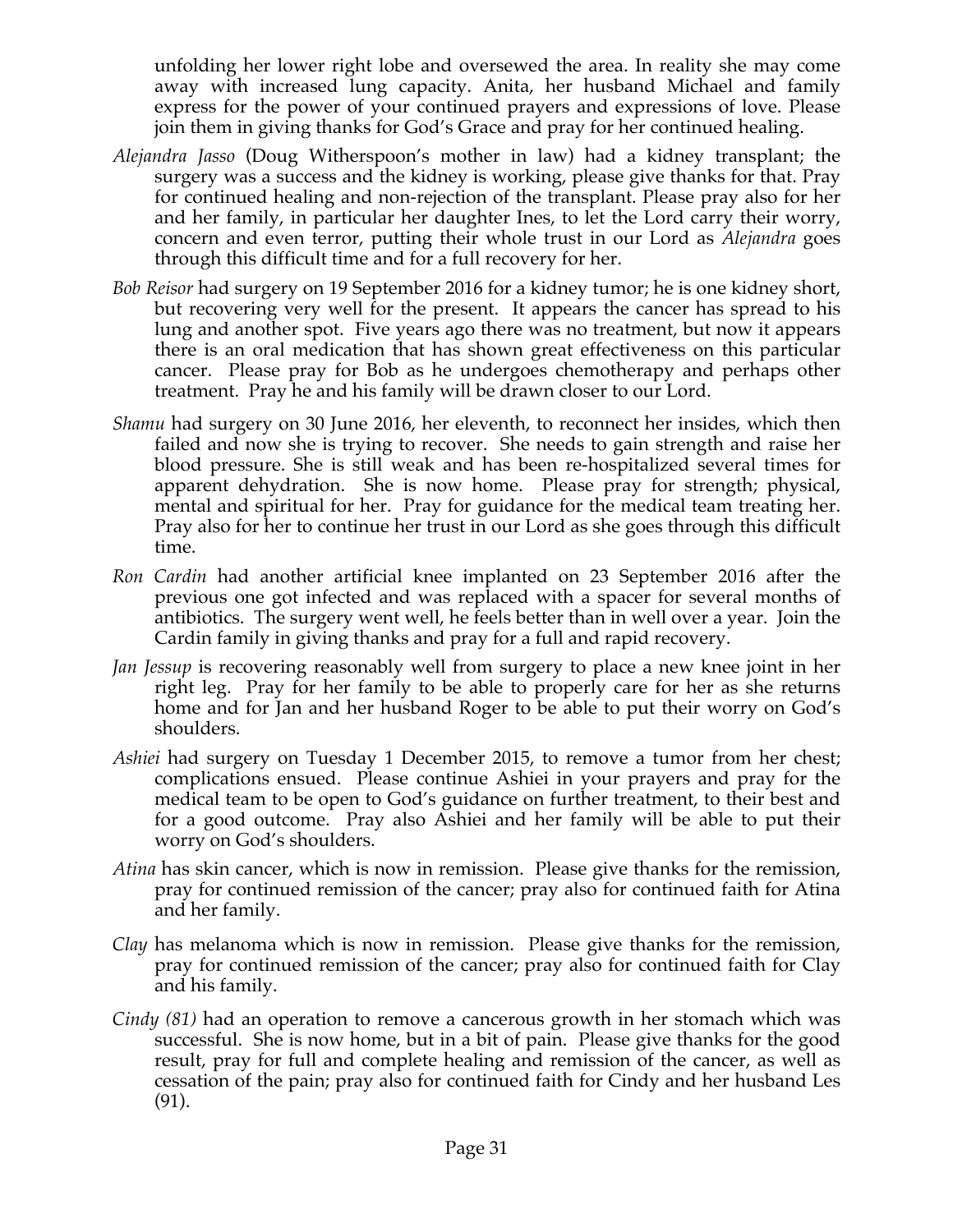unfolding her lower right lobe and oversewed the area. In reality she may come away with increased lung capacity. Anita, her husband Michael and family express for the power of your continued prayers and expressions of love. Please join them in giving thanks for God's Grace and pray for her continued healing.

*Alejandra Jasso* (Doug Witherspoon's mother in law) had a kidney transplant; the surgery was a success and the kidney is working, please give thanks for that. Pray for continued healing and non-rejection of the transplant. Please pray also for her and her family, in particular her daughter Ines, to let the Lord carry their worry, concern and even terror, putting their whole trust in our Lord as *Alejandra* goes through this difficult time and for a full recovery for her.

*Bob Reisor* had surgery on 19 September 2016 for a kidney tumor; he is one kidney short, but recovering very well for the present. It appears the cancer has spread to his lung and another spot. Five years ago there was no treatment, but now it appears there is an oral medication that has shown great effectiveness on this particular cancer. Please pray for Bob as he undergoes chemotherapy and perhaps other treatment. Pray he and his family will be drawn closer to our Lord.

*Shamu* had surgery on 30 June 2016, her eleventh, to reconnect her insides, which then failed and now she is trying to recover. She needs to gain strength and raise her blood pressure. She is still weak and has been re-hospitalized several times for apparent dehydration. She is now home. Please pray for strength; physical, mental and spiritual for her. Pray for guidance for the medical team treating her. Pray also for her to continue her trust in our Lord as she goes through this difficult time.

*Ron Cardin* had another artificial knee implanted on 23 September 2016 after the previous one got infected and was replaced with a spacer for several months of antibiotics. The surgery went well, he feels better than in well over a year. Join the Cardin family in giving thanks and pray for a full and rapid recovery.

*Jan Jessup* is recovering reasonably well from surgery to place a new knee joint in her right leg. Pray for her family to be able to properly care for her as she returns home and for Jan and her husband Roger to be able to put their worry on God's shoulders.

*Ashiei* had surgery on Tuesday 1 December 2015, to remove a tumor from her chest; complications ensued. Please continue Ashiei in your prayers and pray for the medical team to be open to God's guidance on further treatment, to their best and for a good outcome. Pray also Ashiei and her family will be able to put their worry on God's shoulders.

*Atina* has skin cancer, which is now in remission. Please give thanks for the remission, pray for continued remission of the cancer; pray also for continued faith for Atina and her family.

*Clay* has melanoma which is now in remission. Please give thanks for the remission, pray for continued remission of the cancer; pray also for continued faith for Clay and his family.

*Cindy (81)* had an operation to remove a cancerous growth in her stomach which was successful. She is now home, but in a bit of pain. Please give thanks for the good result, pray for full and complete healing and remission of the cancer, as well as cessation of the pain; pray also for continued faith for Cindy and her husband Les (91).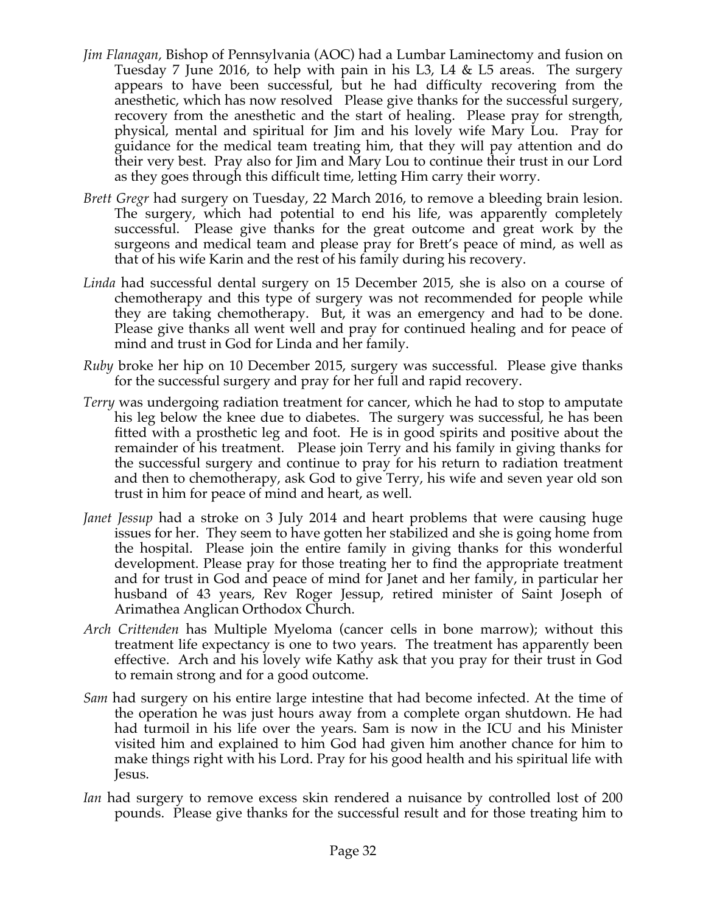*Jim Flanagan*, Bishop of Pennsylvania (AOC) had a Lumbar Laminectomy and fusion on Tuesday 7 June 2016, to help with pain in his L3, L4 & L5 areas. The surgery appears to have been successful, but he had difficulty recovering from the anesthetic, which has now resolved Please give thanks for the successful surgery, recovery from the anesthetic and the start of healing. Please pray for strength, physical, mental and spiritual for Jim and his lovely wife Mary Lou. Pray for guidance for the medical team treating him, that they will pay attention and do their very best. Pray also for Jim and Mary Lou to continue their trust in our Lord as they goes through this difficult time, letting Him carry their worry.

*Brett Gregr* had surgery on Tuesday, 22 March 2016, to remove a bleeding brain lesion. The surgery, which had potential to end his life, was apparently completely successful. Please give thanks for the great outcome and great work by the surgeons and medical team and please pray for Brett's peace of mind, as well as that of his wife Karin and the rest of his family during his recovery.

*Linda* had successful dental surgery on 15 December 2015, she is also on a course of chemotherapy and this type of surgery was not recommended for people while they are taking chemotherapy. But, it was an emergency and had to be done. Please give thanks all went well and pray for continued healing and for peace of mind and trust in God for Linda and her family.

*Ruby* broke her hip on 10 December 2015, surgery was successful. Please give thanks for the successful surgery and pray for her full and rapid recovery.

*Terry* was undergoing radiation treatment for cancer, which he had to stop to amputate his leg below the knee due to diabetes. The surgery was successful, he has been fitted with a prosthetic leg and foot. He is in good spirits and positive about the remainder of his treatment. Please join Terry and his family in giving thanks for the successful surgery and continue to pray for his return to radiation treatment and then to chemotherapy, ask God to give Terry, his wife and seven year old son trust in him for peace of mind and heart, as well.

*Janet Jessup* had a stroke on 3 July 2014 and heart problems that were causing huge issues for her. They seem to have gotten her stabilized and she is going home from the hospital. Please join the entire family in giving thanks for this wonderful development. Please pray for those treating her to find the appropriate treatment and for trust in God and peace of mind for Janet and her family, in particular her husband of 43 years, Rev Roger Jessup, retired minister of Saint Joseph of Arimathea Anglican Orthodox Church.

*Arch Crittenden* has Multiple Myeloma (cancer cells in bone marrow); without this treatment life expectancy is one to two years. The treatment has apparently been effective. Arch and his lovely wife Kathy ask that you pray for their trust in God to remain strong and for a good outcome.

*Sam* had surgery on his entire large intestine that had become infected. At the time of the operation he was just hours away from a complete organ shutdown. He had had turmoil in his life over the years. Sam is now in the ICU and his Minister visited him and explained to him God had given him another chance for him to make things right with his Lord. Pray for his good health and his spiritual life with Jesus.

*Ian* had surgery to remove excess skin rendered a nuisance by controlled lost of 200 pounds. Please give thanks for the successful result and for those treating him to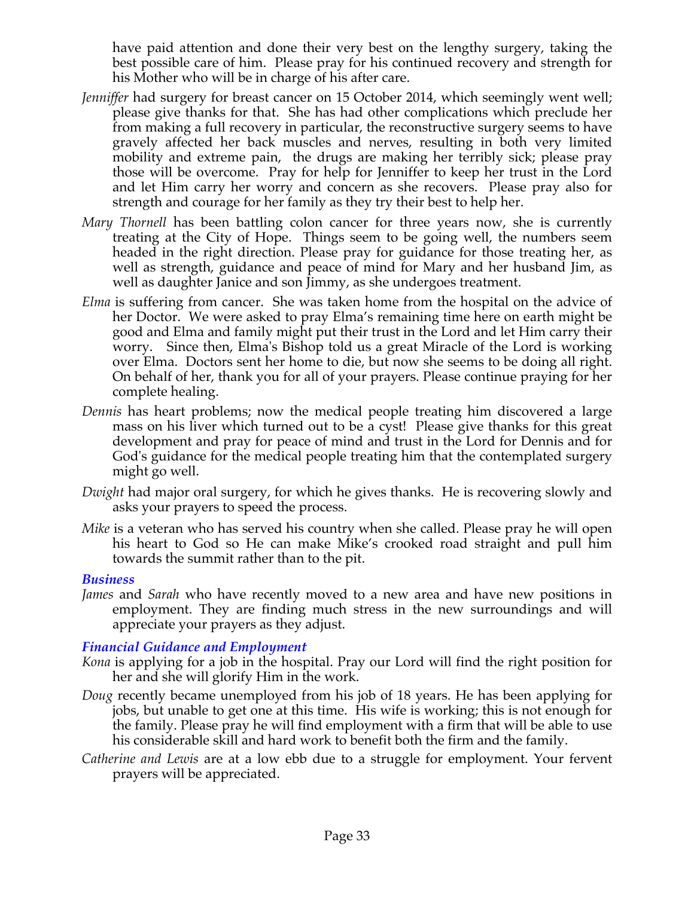have paid attention and done their very best on the lengthy surgery, taking the best possible care of him. Please pray for his continued recovery and strength for his Mother who will be in charge of his after care.

*Jenniffer* had surgery for breast cancer on 15 October 2014, which seemingly went well; please give thanks for that. She has had other complications which preclude her from making a full recovery in particular, the reconstructive surgery seems to have gravely affected her back muscles and nerves, resulting in both very limited mobility and extreme pain, the drugs are making her terribly sick; please pray those will be overcome. Pray for help for Jenniffer to keep her trust in the Lord and let Him carry her worry and concern as she recovers. Please pray also for strength and courage for her family as they try their best to help her.

*Mary Thornell* has been battling colon cancer for three years now, she is currently treating at the City of Hope. Things seem to be going well, the numbers seem headed in the right direction. Please pray for guidance for those treating her, as well as strength, guidance and peace of mind for Mary and her husband Jim, as well as daughter Janice and son Jimmy, as she undergoes treatment.

*Elma* is suffering from cancer. She was taken home from the hospital on the advice of her Doctor. We were asked to pray Elma's remaining time here on earth might be good and Elma and family might put their trust in the Lord and let Him carry their worry. Since then, Elma's Bishop told us a great Miracle of the Lord is working over Elma. Doctors sent her home to die, but now she seems to be doing all right. On behalf of her, thank you for all of your prayers. Please continue praying for her complete healing.

*Dennis* has heart problems; now the medical people treating him discovered a large mass on his liver which turned out to be a cyst! Please give thanks for this great development and pray for peace of mind and trust in the Lord for Dennis and for God's guidance for the medical people treating him that the contemplated surgery might go well.

*Dwight* had major oral surgery, for which he gives thanks. He is recovering slowly and asks your prayers to speed the process.

*Mike* is a veteran who has served his country when she called. Please pray he will open his heart to God so He can make Mike's crooked road straight and pull him towards the summit rather than to the pit.

### *Business*

*James* and *Sarah* who have recently moved to a new area and have new positions in employment. They are finding much stress in the new surroundings and will appreciate your prayers as they adjust.

### *Financial Guidance and Employment*

*Kona* is applying for a job in the hospital. Pray our Lord will find the right position for her and she will glorify Him in the work.

*Doug* recently became unemployed from his job of 18 years. He has been applying for jobs, but unable to get one at this time. His wife is working; this is not enough for the family. Please pray he will find employment with a firm that will be able to use his considerable skill and hard work to benefit both the firm and the family.

*Catherine and Lewis* are at a low ebb due to a struggle for employment. Your fervent prayers will be appreciated.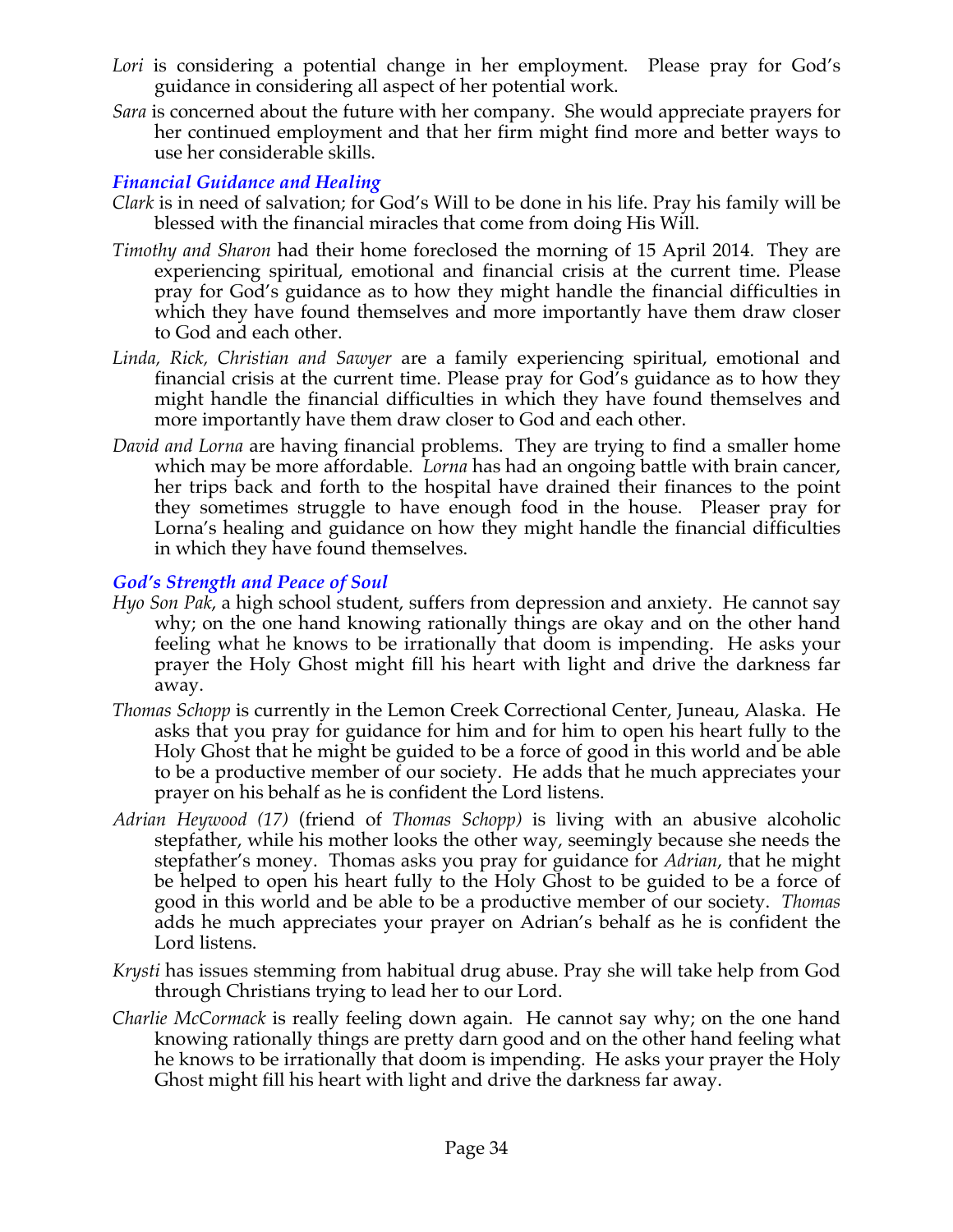*Lori* is considering a potential change in her employment. Please pray for God's guidance in considering all aspect of her potential work.

*Sara* is concerned about the future with her company. She would appreciate prayers for her continued employment and that her firm might find more and better ways to use her considerable skills.

### *Financial Guidance and Healing*

*Clark* is in need of salvation; for God's Will to be done in his life. Pray his family will be blessed with the financial miracles that come from doing His Will.

*Timothy and Sharon* had their home foreclosed the morning of 15 April 2014. They are experiencing spiritual, emotional and financial crisis at the current time. Please pray for God's guidance as to how they might handle the financial difficulties in which they have found themselves and more importantly have them draw closer to God and each other.

*Linda, Rick, Christian and Sawyer* are a family experiencing spiritual, emotional and financial crisis at the current time. Please pray for God's guidance as to how they might handle the financial difficulties in which they have found themselves and more importantly have them draw closer to God and each other.

*David and Lorna* are having financial problems. They are trying to find a smaller home which may be more affordable. *Lorna* has had an ongoing battle with brain cancer, her trips back and forth to the hospital have drained their finances to the point they sometimes struggle to have enough food in the house. Pleaser pray for Lorna's healing and guidance on how they might handle the financial difficulties in which they have found themselves.

### *God's Strength and Peace of Soul*

*Hyo Son Pak*, a high school student, suffers from depression and anxiety. He cannot say why; on the one hand knowing rationally things are okay and on the other hand feeling what he knows to be irrationally that doom is impending. He asks your prayer the Holy Ghost might fill his heart with light and drive the darkness far away.

*Thomas Schopp* is currently in the Lemon Creek Correctional Center, Juneau, Alaska. He asks that you pray for guidance for him and for him to open his heart fully to the Holy Ghost that he might be guided to be a force of good in this world and be able to be a productive member of our society. He adds that he much appreciates your prayer on his behalf as he is confident the Lord listens.

*Adrian Heywood (17)* (friend of *Thomas Schopp)* is living with an abusive alcoholic stepfather, while his mother looks the other way, seemingly because she needs the stepfather's money. Thomas asks you pray for guidance for *Adrian*, that he might be helped to open his heart fully to the Holy Ghost to be guided to be a force of good in this world and be able to be a productive member of our society. *Thomas* adds he much appreciates your prayer on Adrian's behalf as he is confident the Lord listens.

*Krysti* has issues stemming from habitual drug abuse. Pray she will take help from God through Christians trying to lead her to our Lord.

*Charlie McCormack* is really feeling down again. He cannot say why; on the one hand knowing rationally things are pretty darn good and on the other hand feeling what he knows to be irrationally that doom is impending. He asks your prayer the Holy Ghost might fill his heart with light and drive the darkness far away.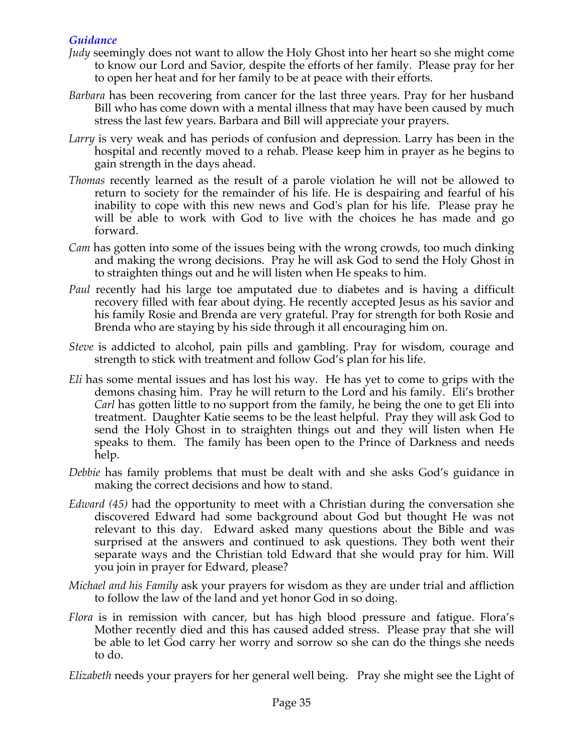### *Guidance*

*Judy* seemingly does not want to allow the Holy Ghost into her heart so she might come to know our Lord and Savior, despite the efforts of her family. Please pray for her to open her heat and for her family to be at peace with their efforts.

*Barbara* has been recovering from cancer for the last three years. Pray for her husband Bill who has come down with a mental illness that may have been caused by much stress the last few years. Barbara and Bill will appreciate your prayers.

*Larry* is very weak and has periods of confusion and depression. Larry has been in the hospital and recently moved to a rehab. Please keep him in prayer as he begins to gain strength in the days ahead.

*Thomas* recently learned as the result of a parole violation he will not be allowed to return to society for the remainder of his life. He is despairing and fearful of his inability to cope with this new news and God's plan for his life. Please pray he will be able to work with God to live with the choices he has made and go forward.

*Cam* has gotten into some of the issues being with the wrong crowds, too much dinking and making the wrong decisions. Pray he will ask God to send the Holy Ghost in to straighten things out and he will listen when He speaks to him.

*Paul* recently had his large toe amputated due to diabetes and is having a difficult recovery filled with fear about dying. He recently accepted Jesus as his savior and his family Rosie and Brenda are very grateful. Pray for strength for both Rosie and Brenda who are staying by his side through it all encouraging him on.

*Steve* is addicted to alcohol, pain pills and gambling. Pray for wisdom, courage and strength to stick with treatment and follow God's plan for his life.

*Eli* has some mental issues and has lost his way. He has yet to come to grips with the demons chasing him. Pray he will return to the Lord and his family. Eli's brother *Carl* has gotten little to no support from the family, he being the one to get Eli into treatment. Daughter Katie seems to be the least helpful. Pray they will ask God to send the Holy Ghost in to straighten things out and they will listen when He speaks to them. The family has been open to the Prince of Darkness and needs help.

*Debbie* has family problems that must be dealt with and she asks God's guidance in making the correct decisions and how to stand.

*Edward (45)* had the opportunity to meet with a Christian during the conversation she discovered Edward had some background about God but thought He was not relevant to this day. Edward asked many questions about the Bible and was surprised at the answers and continued to ask questions. They both went their separate ways and the Christian told Edward that she would pray for him. Will you join in prayer for Edward, please?

*Michael and his Family* ask your prayers for wisdom as they are under trial and affliction to follow the law of the land and yet honor God in so doing.

*Flora* is in remission with cancer, but has high blood pressure and fatigue. Flora's Mother recently died and this has caused added stress. Please pray that she will be able to let God carry her worry and sorrow so she can do the things she needs to do.

*Elizabeth* needs your prayers for her general well being. Pray she might see the Light of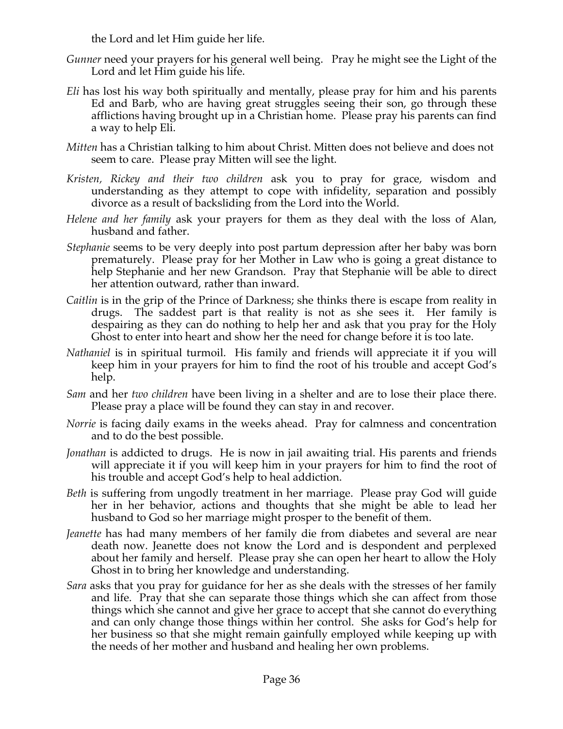the Lord and let Him guide her life.

*Gunner* need your prayers for his general well being. Pray he might see the Light of the Lord and let Him guide his life.

*Eli* has lost his way both spiritually and mentally, please pray for him and his parents Ed and Barb, who are having great struggles seeing their son, go through these afflictions having brought up in a Christian home. Please pray his parents can find a way to help Eli.

*Mitten* has a Christian talking to him about Christ. Mitten does not believe and does not seem to care. Please pray Mitten will see the light.

*Kristen, Rickey and their two children* ask you to pray for grace, wisdom and understanding as they attempt to cope with infidelity, separation and possibly divorce as a result of backsliding from the Lord into the World.

*Helene and her family* ask your prayers for them as they deal with the loss of Alan, husband and father.

*Stephanie* seems to be very deeply into post partum depression after her baby was born prematurely. Please pray for her Mother in Law who is going a great distance to help Stephanie and her new Grandson. Pray that Stephanie will be able to direct her attention outward, rather than inward.

*Caitlin* is in the grip of the Prince of Darkness; she thinks there is escape from reality in drugs. The saddest part is that reality is not as she sees it. Her family is despairing as they can do nothing to help her and ask that you pray for the Holy Ghost to enter into heart and show her the need for change before it is too late.

*Nathaniel* is in spiritual turmoil. His family and friends will appreciate it if you will keep him in your prayers for him to find the root of his trouble and accept God's help.

*Sam* and her *two children* have been living in a shelter and are to lose their place there. Please pray a place will be found they can stay in and recover.

*Norrie* is facing daily exams in the weeks ahead. Pray for calmness and concentration and to do the best possible.

*Jonathan* is addicted to drugs. He is now in jail awaiting trial. His parents and friends will appreciate it if you will keep him in your prayers for him to find the root of his trouble and accept God's help to heal addiction.

*Beth* is suffering from ungodly treatment in her marriage. Please pray God will guide her in her behavior, actions and thoughts that she might be able to lead her husband to God so her marriage might prosper to the benefit of them.

*Jeanette* has had many members of her family die from diabetes and several are near death now. Jeanette does not know the Lord and is despondent and perplexed about her family and herself. Please pray she can open her heart to allow the Holy Ghost in to bring her knowledge and understanding.

*Sara* asks that you pray for guidance for her as she deals with the stresses of her family and life. Pray that she can separate those things which she can affect from those things which she cannot and give her grace to accept that she cannot do everything and can only change those things within her control. She asks for God's help for her business so that she might remain gainfully employed while keeping up with the needs of her mother and husband and healing her own problems.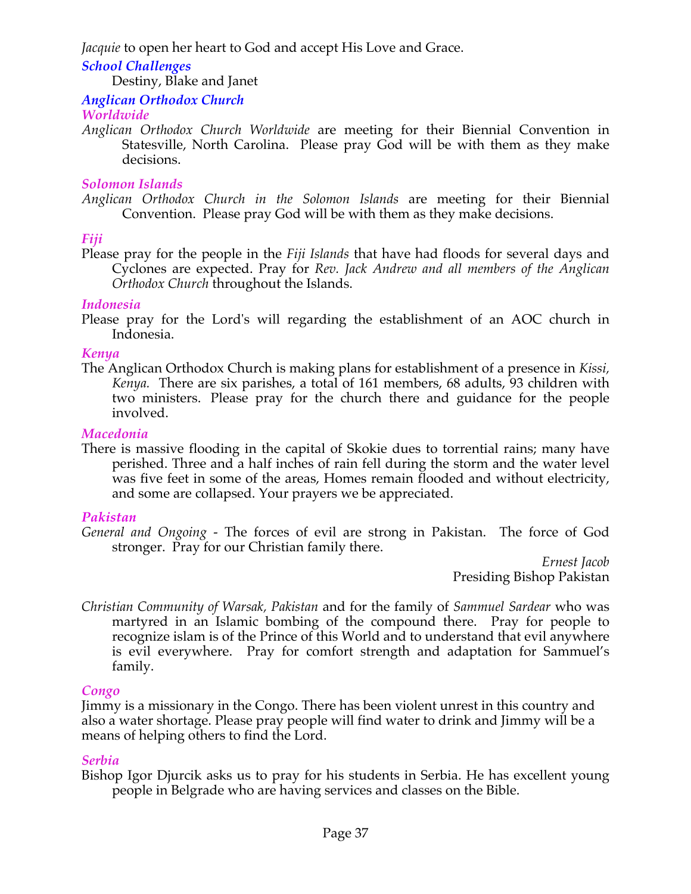*Jacquie* to open her heart to God and accept His Love and Grace.

### *School Challenges*

Destiny, Blake and Janet

### *Anglican Orthodox Church*

#### *Worldwide*

*Anglican Orthodox Church Worldwide* are meeting for their Biennial Convention in Statesville, North Carolina. Please pray God will be with them as they make decisions.

#### *Solomon Islands*

*Anglican Orthodox Church in the Solomon Islands* are meeting for their Biennial Convention. Please pray God will be with them as they make decisions.

#### *Fiji*

Please pray for the people in the *Fiji Islands* that have had floods for several days and Cyclones are expected. Pray for *Rev. Jack Andrew and all members of the Anglican Orthodox Church* throughout the Islands.

#### *Indonesia*

Please pray for the Lord's will regarding the establishment of an AOC church in Indonesia.

#### *Kenya*

The Anglican Orthodox Church is making plans for establishment of a presence in *Kissi, Kenya.* There are six parishes, a total of 161 members, 68 adults, 93 children with two ministers. Please pray for the church there and guidance for the people involved.

#### *Macedonia*

There is massive flooding in the capital of Skokie dues to torrential rains; many have perished. Three and a half inches of rain fell during the storm and the water level was five feet in some of the areas, Homes remain flooded and without electricity, and some are collapsed. Your prayers we be appreciated.

#### *Pakistan*

*General and Ongoing* - The forces of evil are strong in Pakistan. The force of God stronger. Pray for our Christian family there.

*Ernest Jacob*
Presiding Bishop Pakistan

*Christian Community of Warsak, Pakistan* and for the family of *Sammuel Sardear* who was martyred in an Islamic bombing of the compound there. Pray for people to recognize islam is of the Prince of this World and to understand that evil anywhere is evil everywhere. Pray for comfort strength and adaptation for Sammuel's family.

#### *Congo*

Jimmy is a missionary in the Congo. There has been violent unrest in this country and also a water shortage. Please pray people will find water to drink and Jimmy will be a means of helping others to find the Lord.

#### *Serbia*

Bishop Igor Djurcik asks us to pray for his students in Serbia. He has excellent young people in Belgrade who are having services and classes on the Bible.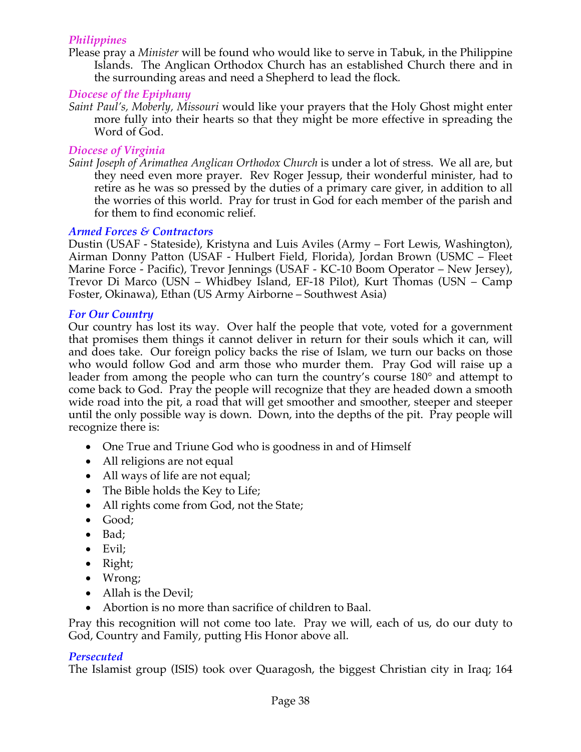### *Philippines*

Please pray a *Minister* will be found who would like to serve in Tabuk, in the Philippine Islands. The Anglican Orthodox Church has an established Church there and in the surrounding areas and need a Shepherd to lead the flock.

### *Diocese of the Epiphany*

*Saint Paul's, Moberly, Missouri* would like your prayers that the Holy Ghost might enter more fully into their hearts so that they might be more effective in spreading the Word of God.

### *Diocese of Virginia*

*Saint Joseph of Arimathea Anglican Orthodox Church* is under a lot of stress. We all are, but they need even more prayer. Rev Roger Jessup, their wonderful minister, had to retire as he was so pressed by the duties of a primary care giver, in addition to all the worries of this world. Pray for trust in God for each member of the parish and for them to find economic relief.

### *Armed Forces & Contractors*

Dustin (USAF - Stateside), Kristyna and Luis Aviles (Army – Fort Lewis, Washington), Airman Donny Patton (USAF - Hulbert Field, Florida), Jordan Brown (USMC – Fleet Marine Force - Pacific), Trevor Jennings (USAF - KC-10 Boom Operator – New Jersey), Trevor Di Marco (USN – Whidbey Island, EF-18 Pilot), Kurt Thomas (USN – Camp Foster, Okinawa), Ethan (US Army Airborne – Southwest Asia)

### *For Our Country*

Our country has lost its way. Over half the people that vote, voted for a government that promises them things it cannot deliver in return for their souls which it can, will and does take. Our foreign policy backs the rise of Islam, we turn our backs on those who would follow God and arm those who murder them. Pray God will raise up a leader from among the people who can turn the country's course 180° and attempt to come back to God. Pray the people will recognize that they are headed down a smooth wide road into the pit, a road that will get smoother and smoother, steeper and steeper until the only possible way is down. Down, into the depths of the pit. Pray people will recognize there is:

- One True and Triune God who is goodness in and of Himself
- All religions are not equal
- All ways of life are not equal;
- The Bible holds the Key to Life;
- All rights come from God, not the State;
- Good;
- Bad;
- Evil;
- Right;
- Wrong;
- Allah is the Devil;
- Abortion is no more than sacrifice of children to Baal.

Pray this recognition will not come too late. Pray we will, each of us, do our duty to God, Country and Family, putting His Honor above all.

### *Persecuted*

The Islamist group (ISIS) took over Quaragosh, the biggest Christian city in Iraq; 164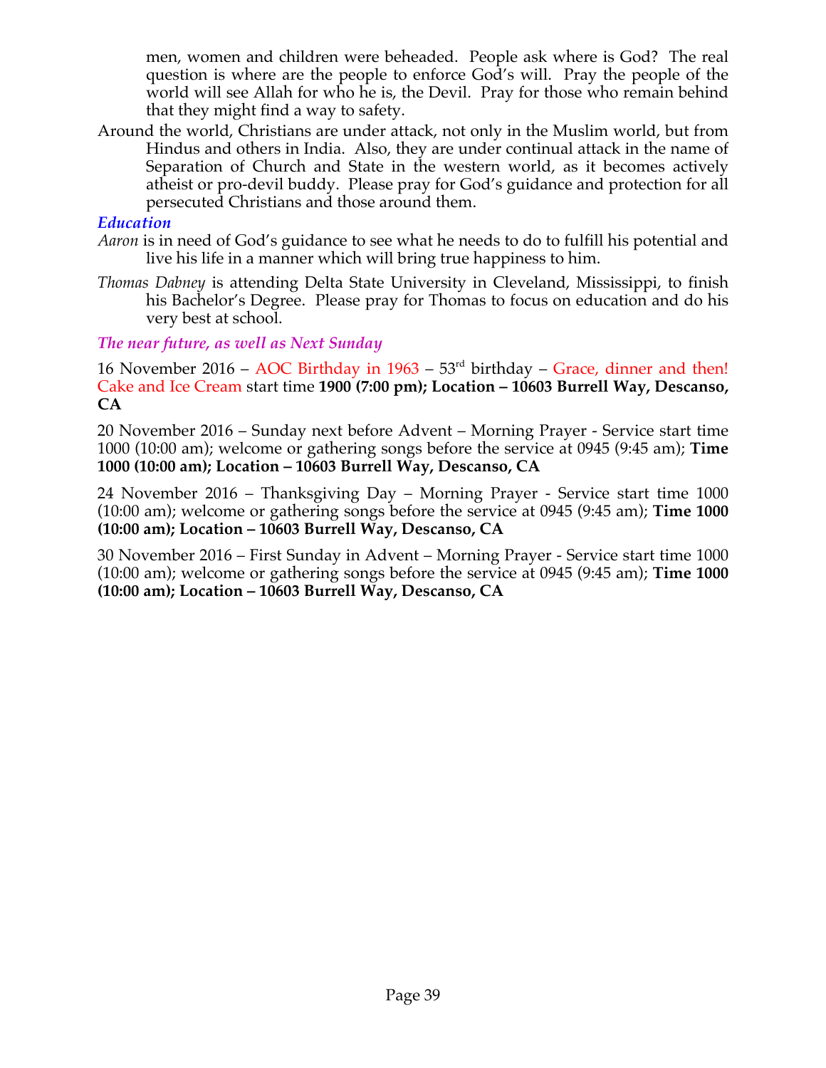men, women and children were beheaded. People ask where is God? The real question is where are the people to enforce God's will. Pray the people of the world will see Allah for who he is, the Devil. Pray for those who remain behind that they might find a way to safety.

Around the world, Christians are under attack, not only in the Muslim world, but from Hindus and others in India. Also, they are under continual attack in the name of Separation of Church and State in the western world, as it becomes actively atheist or pro-devil buddy. Please pray for God's guidance and protection for all persecuted Christians and those around them.

***Education***

*Aaron* is in need of God's guidance to see what he needs to do to fulfill his potential and live his life in a manner which will bring true happiness to him.

*Thomas Dabney* is attending Delta State University in Cleveland, Mississippi, to finish his Bachelor's Degree. Please pray for Thomas to focus on education and do his very best at school.

***The near future, as well as Next Sunday***

16 November 2016 – AOC Birthday in 1963 – 53rd birthday – Grace, dinner and then! Cake and Ice Cream start time **1900 (7:00 pm); Location – 10603 Burrell Way, Descanso, CA**

20 November 2016 – Sunday next before Advent – Morning Prayer - Service start time 1000 (10:00 am); welcome or gathering songs before the service at 0945 (9:45 am); **Time 1000 (10:00 am); Location – 10603 Burrell Way, Descanso, CA**

24 November 2016 – Thanksgiving Day – Morning Prayer - Service start time 1000 (10:00 am); welcome or gathering songs before the service at 0945 (9:45 am); **Time 1000 (10:00 am); Location – 10603 Burrell Way, Descanso, CA**

30 November 2016 – First Sunday in Advent – Morning Prayer - Service start time 1000 (10:00 am); welcome or gathering songs before the service at 0945 (9:45 am); **Time 1000 (10:00 am); Location – 10603 Burrell Way, Descanso, CA**